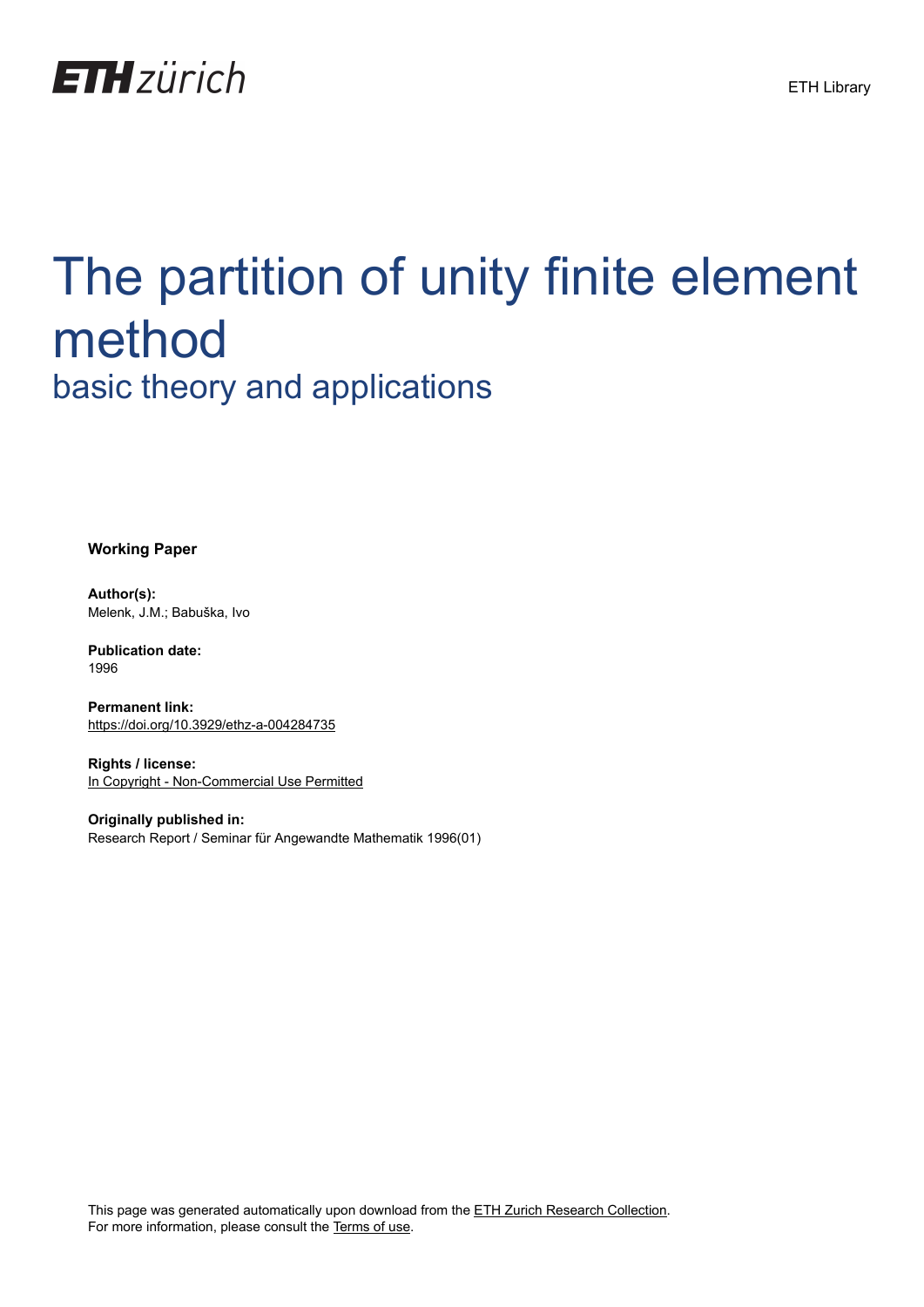ETH zürich

ETH Library

# The partition of unity finite element method

## basic theory and applications

**Working Paper**

**Author(s):**
Melenk, J.M.; Babuška, Ivo

**Publication date:**
1996

**Permanent link:**
https://doi.org/10.3929/ethz-a-004284735

**Rights / license:**
In Copyright - Non-Commercial Use Permitted

**Originally published in:**
Research Report / Seminar für Angewandte Mathematik 1996(01)

This page was generated automatically upon download from the ETH Zurich Research Collection.
For more information, please consult the Terms of use.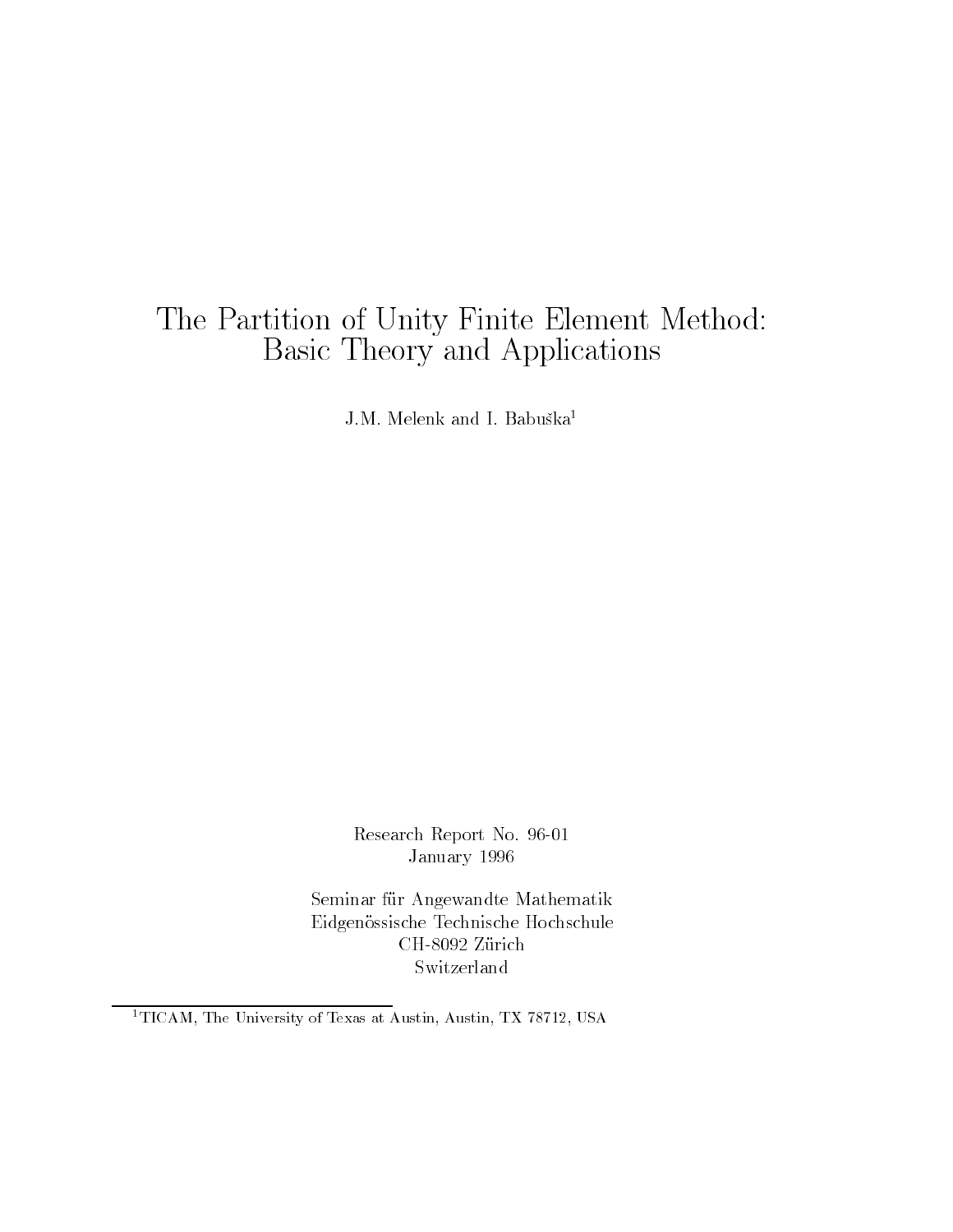# The Partition of Unity Finite Element Method: Basic Theory and Applications

J.M. Melenk and I. Babuška[1]

Research Report No. 96-01
January 1996

Seminar für Angewandte Mathematik
Eidgenössische Technische Hochschule
CH-8092 Zürich
Switzerland

[1] TICAM, The University of Texas at Austin, Austin, TX 78712, USA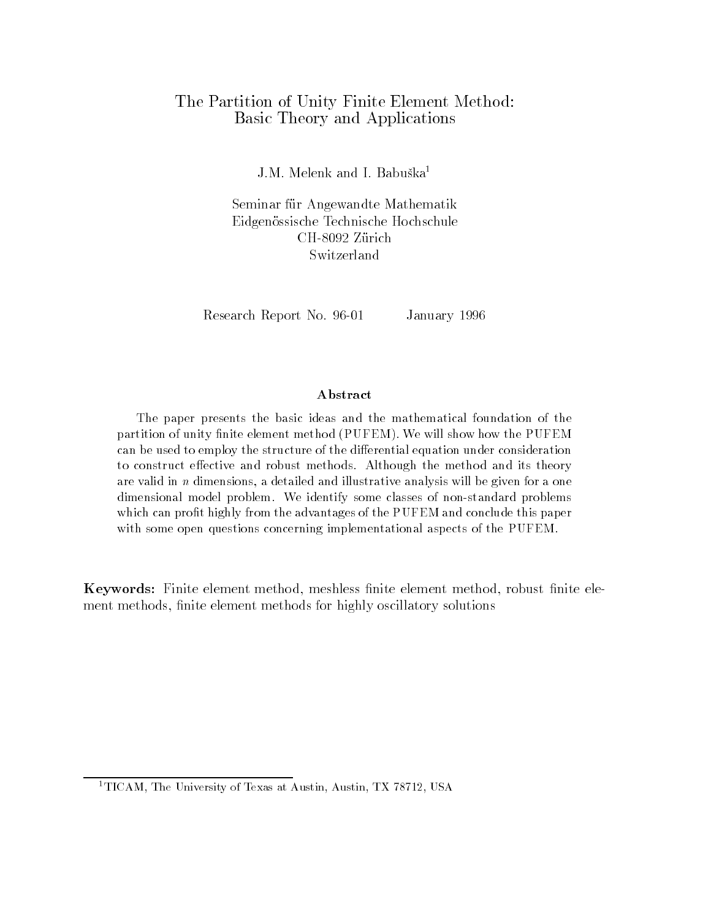# The Partition of Unity Finite Element Method: Basic Theory and Applications

J.M. Melenk and I. Babuška[1]

Seminar für Angewandte Mathematik
Eidgenössische Technische Hochschule
CH-8092 Zürich
Switzerland

Research Report No. 96-01 January 1996

**Abstract**

The paper presents the basic ideas and the mathematical foundation of the partition of unity finite element method (PUFEM). We will show how the PUFEM can be used to employ the structure of the differential equation under consideration to construct effective and robust methods. Although the method and its theory are valid in $n$ dimensions, a detailed and illustrative analysis will be given for a one dimensional model problem. We identify some classes of non-standard problems which can profit highly from the advantages of the PUFEM and conclude this paper with some open questions concerning implementational aspects of the PUFEM.

**Keywords:** Finite element method, meshless finite element method, robust finite element methods, finite element methods for highly oscillatory solutions

---

[1] TICAM, The University of Texas at Austin, Austin, TX 78712, USA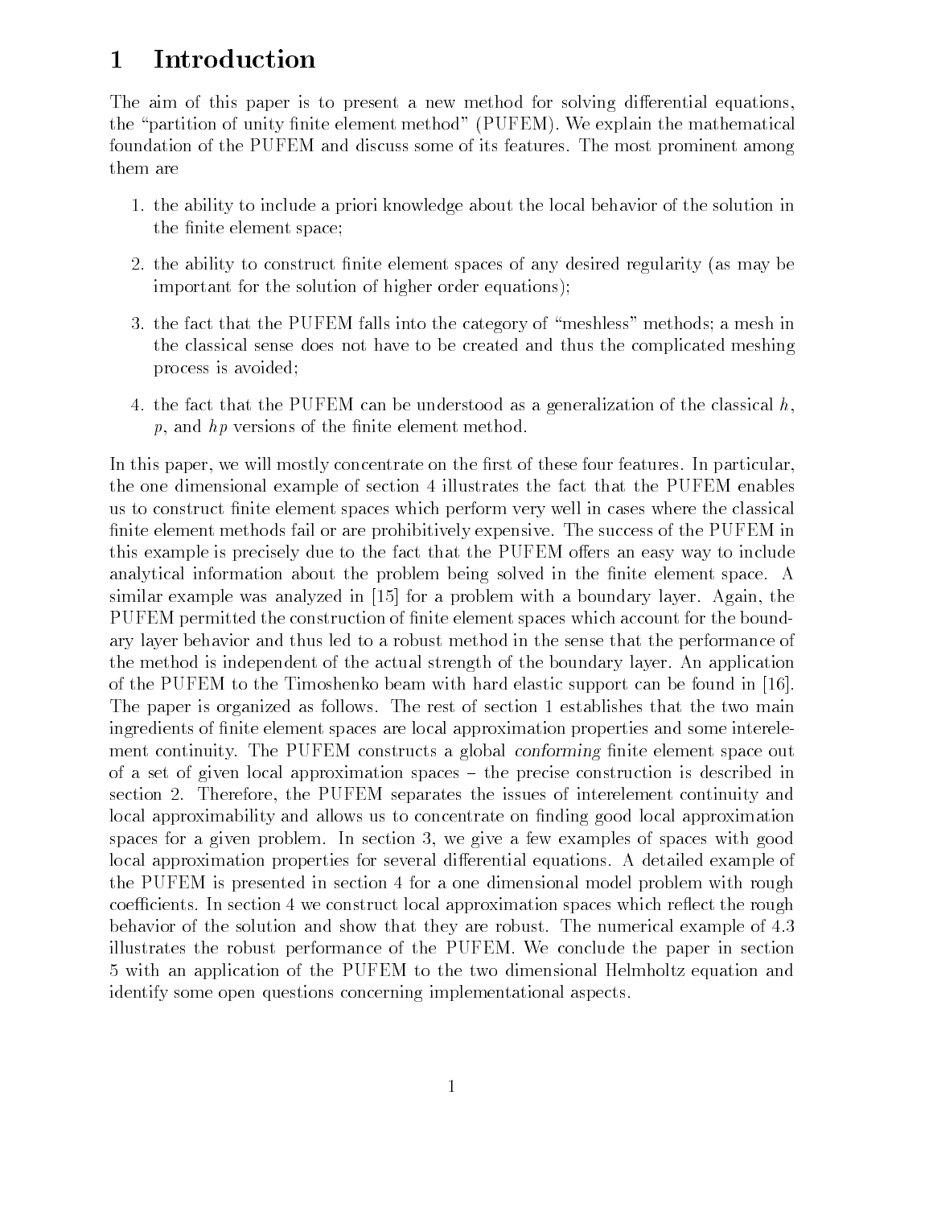# 1 Introduction

The aim of this paper is to present a new method for solving differential equations, the "partition of unity finite element method" (PUFEM). We explain the mathematical foundation of the PUFEM and discuss some of its features. The most prominent among them are

1. the ability to include a priori knowledge about the local behavior of the solution in the finite element space;
2. the ability to construct finite element spaces of any desired regularity (as may be important for the solution of higher order equations);
3. the fact that the PUFEM falls into the category of "meshless" methods; a mesh in the classical sense does not have to be created and thus the complicated meshing process is avoided;
4. the fact that the PUFEM can be understood as a generalization of the classical $h$, $p$, and $hp$ versions of the finite element method.

In this paper, we will mostly concentrate on the first of these four features. In particular, the one dimensional example of section 4 illustrates the fact that the PUFEM enables us to construct finite element spaces which perform very well in cases where the classical finite element methods fail or are prohibitively expensive. The success of the PUFEM in this example is precisely due to the fact that the PUFEM offers an easy way to include analytical information about the problem being solved in the finite element space. A similar example was analyzed in [15] for a problem with a boundary layer. Again, the PUFEM permitted the construction of finite element spaces which account for the boundary layer behavior and thus led to a robust method in the sense that the performance of the method is independent of the actual strength of the boundary layer. An application of the PUFEM to the Timoshenko beam with hard elastic support can be found in [16]. The paper is organized as follows. The rest of section 1 establishes that the two main ingredients of finite element spaces are local approximation properties and some interelement continuity. The PUFEM constructs a global *conforming* finite element space out of a set of given local approximation spaces – the precise construction is described in section 2. Therefore, the PUFEM separates the issues of interelement continuity and local approximability and allows us to concentrate on finding good local approximation spaces for a given problem. In section 3, we give a few examples of spaces with good local approximation properties for several differential equations. A detailed example of the PUFEM is presented in section 4 for a one dimensional model problem with rough coefficients. In section 4 we construct local approximation spaces which reflect the rough behavior of the solution and show that they are robust. The numerical example of 4.3 illustrates the robust performance of the PUFEM. We conclude the paper in section 5 with an application of the PUFEM to the two dimensional Helmholtz equation and identify some open questions concerning implementational aspects.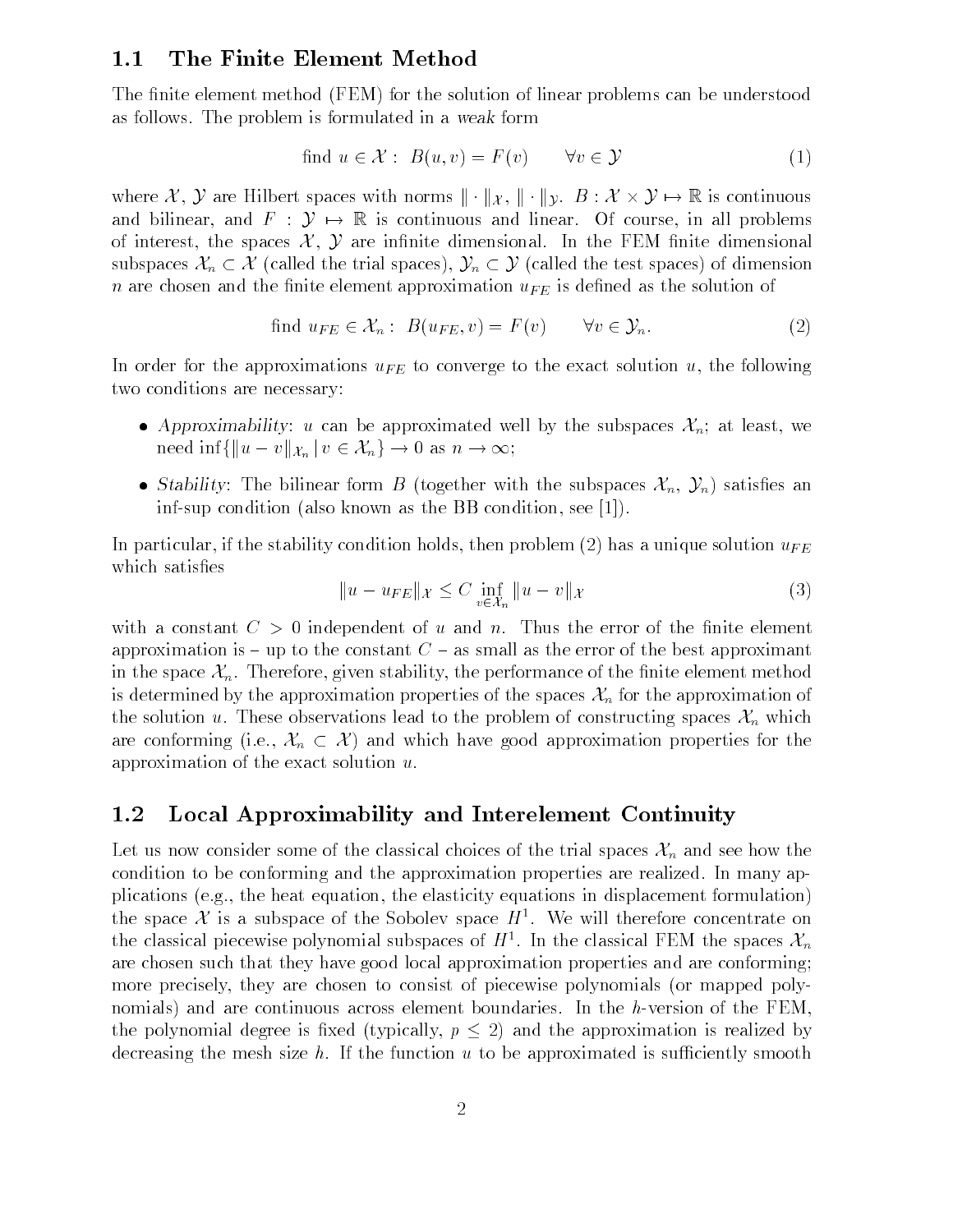## 1.1 The Finite Element Method

The finite element method (FEM) for the solution of linear problems can be understood as follows. The problem is formulated in a *weak* form

$$\text{find } u \in \mathcal{X}: \; B(u,v) = F(v) \qquad \forall v \in \mathcal{Y} \tag{1}$$

where $\mathcal{X}$, $\mathcal{Y}$ are Hilbert spaces with norms $\|\cdot\|_{\mathcal{X}}$, $\|\cdot\|_{\mathcal{Y}}$. $B : \mathcal{X} \times \mathcal{Y} \mapsto \mathbb{R}$ is continuous and bilinear, and $F : \mathcal{Y} \mapsto \mathbb{R}$ is continuous and linear. Of course, in all problems of interest, the spaces $\mathcal{X}$, $\mathcal{Y}$ are infinite dimensional. In the FEM finite dimensional subspaces $\mathcal{X}_n \subset \mathcal{X}$ (called the trial spaces), $\mathcal{Y}_n \subset \mathcal{Y}$ (called the test spaces) of dimension $n$ are chosen and the finite element approximation $u_{FE}$ is defined as the solution of

$$\text{find } u_{FE} \in \mathcal{X}_n: \; B(u_{FE},v) = F(v) \qquad \forall v \in \mathcal{Y}_n. \tag{2}$$

In order for the approximations $u_{FE}$ to converge to the exact solution $u$, the following two conditions are necessary:

- *Approximability*: $u$ can be approximated well by the subspaces $\mathcal{X}_n$; at least, we need $\inf\{\|u - v\|_{\mathcal{X}_n} \,|\, v \in \mathcal{X}_n\} \to 0$ as $n \to \infty$;
- *Stability*: The bilinear form $B$ (together with the subspaces $\mathcal{X}_n$, $\mathcal{Y}_n$) satisfies an inf-sup condition (also known as the BB condition, see [1]).

In particular, if the stability condition holds, then problem (2) has a unique solution $u_{FE}$ which satisfies

$$\|u - u_{FE}\|_{\mathcal{X}} \leq C \inf_{v \in \mathcal{X}_n} \|u - v\|_{\mathcal{X}} \tag{3}$$

with a constant $C > 0$ independent of $u$ and $n$. Thus the error of the finite element approximation is – up to the constant $C$ – as small as the error of the best approximant in the space $\mathcal{X}_n$. Therefore, given stability, the performance of the finite element method is determined by the approximation properties of the spaces $\mathcal{X}_n$ for the approximation of the solution $u$. These observations lead to the problem of constructing spaces $\mathcal{X}_n$ which are conforming (i.e., $\mathcal{X}_n \subset \mathcal{X}$) and which have good approximation properties for the approximation of the exact solution $u$.

## 1.2 Local Approximability and Interelement Continuity

Let us now consider some of the classical choices of the trial spaces $\mathcal{X}_n$ and see how the condition to be conforming and the approximation properties are realized. In many applications (e.g., the heat equation, the elasticity equations in displacement formulation) the space $\mathcal{X}$ is a subspace of the Sobolev space $H^1$. We will therefore concentrate on the classical piecewise polynomial subspaces of $H^1$. In the classical FEM the spaces $\mathcal{X}_n$ are chosen such that they have good local approximation properties and are conforming; more precisely, they are chosen to consist of piecewise polynomials (or mapped polynomials) and are continuous across element boundaries. In the $h$-version of the FEM, the polynomial degree is fixed (typically, $p \leq 2$) and the approximation is realized by decreasing the mesh size $h$. If the function $u$ to be approximated is sufficiently smooth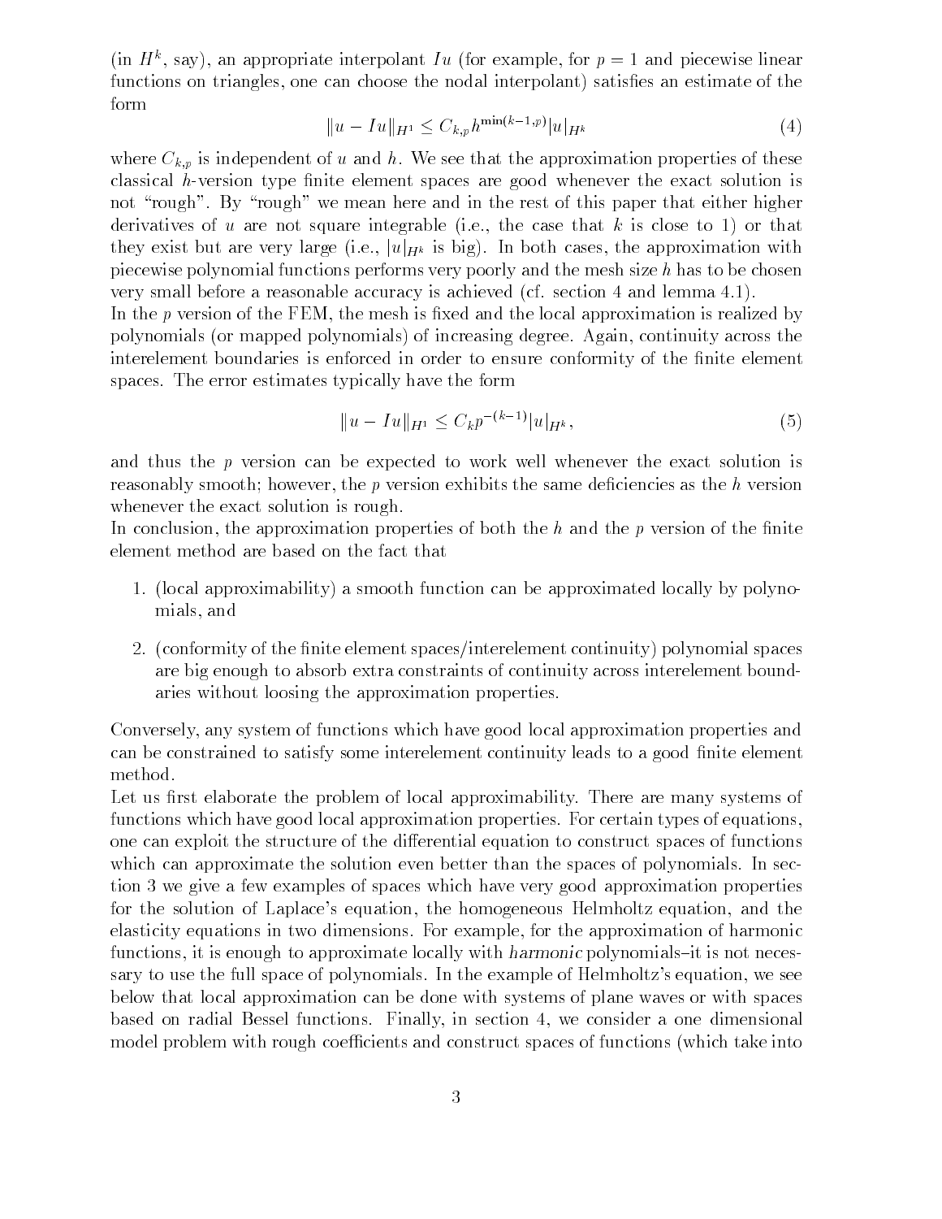(in $H^k$, say), an appropriate interpolant $Iu$ (for example, for $p = 1$ and piecewise linear functions on triangles, one can choose the nodal interpolant) satisfies an estimate of the form

$$\|u - Iu\|_{H^1} \leq C_{k,p} h^{\min(k-1,p)} |u|_{H^k} \tag{4}$$

where $C_{k,p}$ is independent of $u$ and $h$. We see that the approximation properties of these classical $h$-version type finite element spaces are good whenever the exact solution is not "rough". By "rough" we mean here and in the rest of this paper that either higher derivatives of $u$ are not square integrable (i.e., the case that $k$ is close to 1) or that they exist but are very large (i.e., $|u|_{H^k}$ is big). In both cases, the approximation with piecewise polynomial functions performs very poorly and the mesh size $h$ has to be chosen very small before a reasonable accuracy is achieved (cf. section 4 and lemma 4.1).

In the $p$ version of the FEM, the mesh is fixed and the local approximation is realized by polynomials (or mapped polynomials) of increasing degree. Again, continuity across the interelement boundaries is enforced in order to ensure conformity of the finite element spaces. The error estimates typically have the form

$$\|u - Iu\|_{H^1} \leq C_k p^{-(k-1)} |u|_{H^k}, \tag{5}$$

and thus the $p$ version can be expected to work well whenever the exact solution is reasonably smooth; however, the $p$ version exhibits the same deficiencies as the $h$ version whenever the exact solution is rough.

In conclusion, the approximation properties of both the $h$ and the $p$ version of the finite element method are based on the fact that

1. (local approximability) a smooth function can be approximated locally by polynomials, and
2. (conformity of the finite element spaces/interelement continuity) polynomial spaces are big enough to absorb extra constraints of continuity across interelement boundaries without loosing the approximation properties.

Conversely, any system of functions which have good local approximation properties and can be constrained to satisfy some interelement continuity leads to a good finite element method.

Let us first elaborate the problem of local approximability. There are many systems of functions which have good local approximation properties. For certain types of equations, one can exploit the structure of the differential equation to construct spaces of functions which can approximate the solution even better than the spaces of polynomials. In section 3 we give a few examples of spaces which have very good approximation properties for the solution of Laplace's equation, the homogeneous Helmholtz equation, and the elasticity equations in two dimensions. For example, for the approximation of harmonic functions, it is enough to approximate locally with *harmonic* polynomials–it is not necessary to use the full space of polynomials. In the example of Helmholtz's equation, we see below that local approximation can be done with systems of plane waves or with spaces based on radial Bessel functions. Finally, in section 4, we consider a one dimensional model problem with rough coefficients and construct spaces of functions (which take into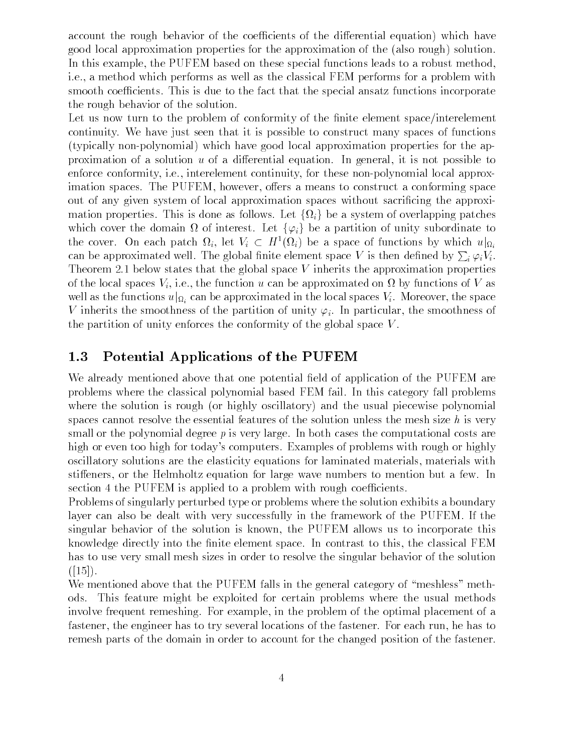account the rough behavior of the coefficients of the differential equation) which have good local approximation properties for the approximation of the (also rough) solution. In this example, the PUFEM based on these special functions leads to a robust method, i.e., a method which performs as well as the classical FEM performs for a problem with smooth coefficients. This is due to the fact that the special ansatz functions incorporate the rough behavior of the solution.

Let us now turn to the problem of conformity of the finite element space/interelement continuity. We have just seen that it is possible to construct many spaces of functions (typically non-polynomial) which have good local approximation properties for the approximation of a solution $u$ of a differential equation. In general, it is not possible to enforce conformity, i.e., interelement continuity, for these non-polynomial local approximation spaces. The PUFEM, however, offers a means to construct a conforming space out of any given system of local approximation spaces without sacrificing the approximation properties. This is done as follows. Let $\{\Omega_i\}$ be a system of overlapping patches which cover the domain $\Omega$ of interest. Let $\{\varphi_i\}$ be a partition of unity subordinate to the cover. On each patch $\Omega_i$, let $V_i \subset H^1(\Omega_i)$ be a space of functions by which $u|_{\Omega_i}$ can be approximated well. The global finite element space $V$ is then defined by $\sum_i \varphi_i V_i$. Theorem 2.1 below states that the global space $V$ inherits the approximation properties of the local spaces $V_i$, i.e., the function $u$ can be approximated on $\Omega$ by functions of $V$ as well as the functions $u|_{\Omega_i}$ can be approximated in the local spaces $V_i$. Moreover, the space $V$ inherits the smoothness of the partition of unity $\varphi_i$. In particular, the smoothness of the partition of unity enforces the conformity of the global space $V$.

## 1.3 Potential Applications of the PUFEM

We already mentioned above that one potential field of application of the PUFEM are problems where the classical polynomial based FEM fail. In this category fall problems where the solution is rough (or highly oscillatory) and the usual piecewise polynomial spaces cannot resolve the essential features of the solution unless the mesh size $h$ is very small or the polynomial degree $p$ is very large. In both cases the computational costs are high or even too high for today's computers. Examples of problems with rough or highly oscillatory solutions are the elasticity equations for laminated materials, materials with stiffeners, or the Helmholtz equation for large wave numbers to mention but a few. In section 4 the PUFEM is applied to a problem with rough coefficients.

Problems of singularly perturbed type or problems where the solution exhibits a boundary layer can also be dealt with very successfully in the framework of the PUFEM. If the singular behavior of the solution is known, the PUFEM allows us to incorporate this knowledge directly into the finite element space. In contrast to this, the classical FEM has to use very small mesh sizes in order to resolve the singular behavior of the solution ([15]).

We mentioned above that the PUFEM falls in the general category of "meshless" methods. This feature might be exploited for certain problems where the usual methods involve frequent remeshing. For example, in the problem of the optimal placement of a fastener, the engineer has to try several locations of the fastener. For each run, he has to remesh parts of the domain in order to account for the changed position of the fastener.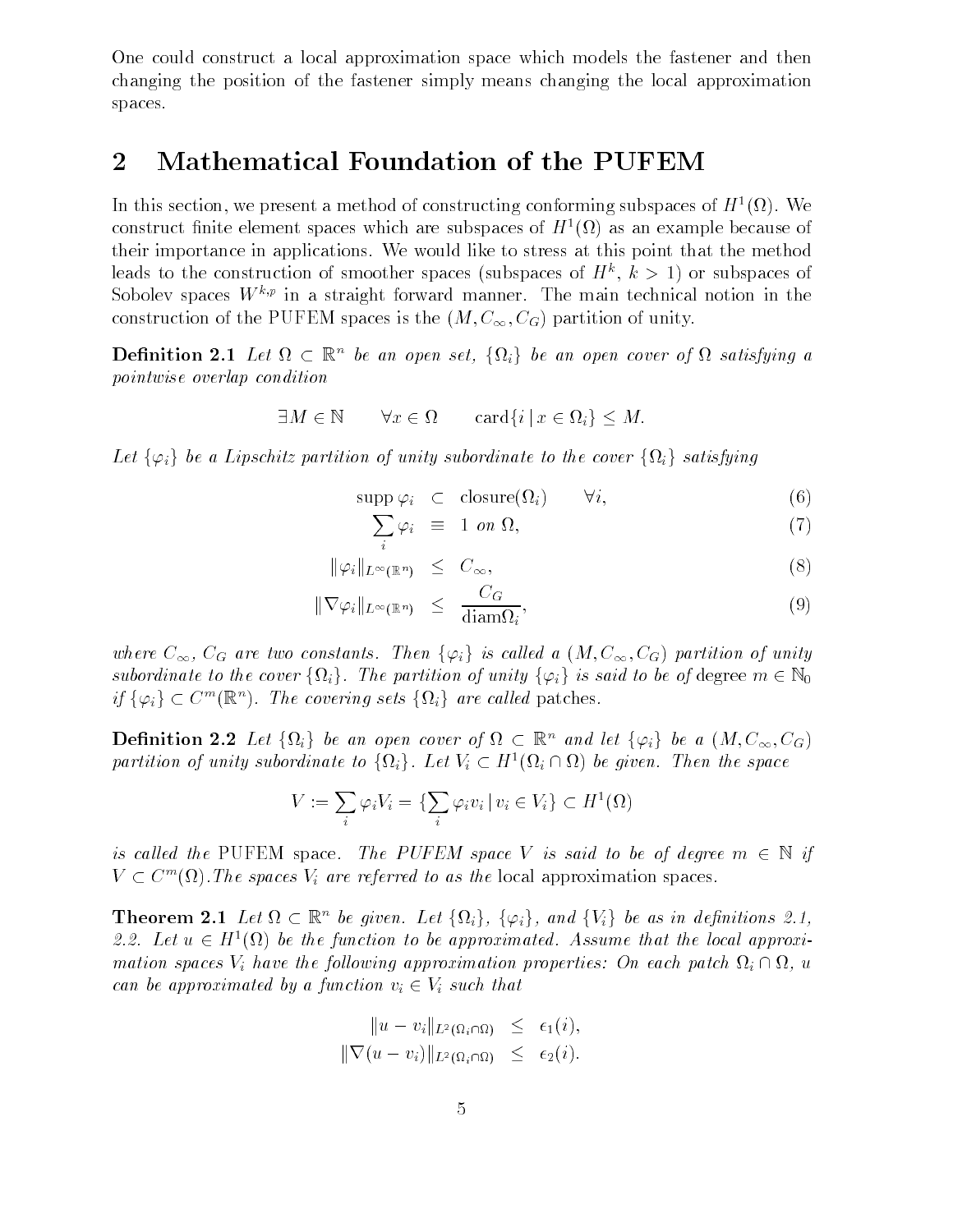One could construct a local approximation space which models the fastener and then changing the position of the fastener simply means changing the local approximation spaces.

## 2 Mathematical Foundation of the PUFEM

In this section, we present a method of constructing conforming subspaces of $H^1(\Omega)$. We construct finite element spaces which are subspaces of $H^1(\Omega)$ as an example because of their importance in applications. We would like to stress at this point that the method leads to the construction of smoother spaces (subspaces of $H^k$, $k > 1$) or subspaces of Sobolev spaces $W^{k,p}$ in a straight forward manner. The main technical notion in the construction of the PUFEM spaces is the $(M, C_\infty, C_G)$ partition of unity.

**Definition 2.1** *Let $\Omega \subset \mathbb{R}^n$ be an open set, $\{\Omega_i\}$ be an open cover of $\Omega$ satisfying a pointwise overlap condition*

$$\exists M \in \mathbb{N} \qquad \forall x \in \Omega \qquad \text{card}\{i \mid x \in \Omega_i\} \leq M.$$

*Let $\{\varphi_i\}$ be a Lipschitz partition of unity subordinate to the cover $\{\Omega_i\}$ satisfying*

$$\text{supp}\,\varphi_i \subset \text{closure}(\Omega_i) \qquad \forall i, \tag{6}$$

$$\sum_i \varphi_i \equiv 1 \text{ on } \Omega, \tag{7}$$

$$\|\varphi_i\|_{L^\infty(\mathbb{R}^n)} \leq C_\infty, \tag{8}$$

$$\|\nabla\varphi_i\|_{L^\infty(\mathbb{R}^n)} \leq \frac{C_G}{\text{diam}\Omega_i}, \tag{9}$$

*where $C_\infty$, $C_G$ are two constants. Then $\{\varphi_i\}$ is called a $(M, C_\infty, C_G)$ partition of unity subordinate to the cover $\{\Omega_i\}$. The partition of unity $\{\varphi_i\}$ is said to be of* degree $m \in \mathbb{N}_0$ *if $\{\varphi_i\} \subset C^m(\mathbb{R}^n)$. The covering sets $\{\Omega_i\}$ are called* patches.

**Definition 2.2** *Let $\{\Omega_i\}$ be an open cover of $\Omega \subset \mathbb{R}^n$ and let $\{\varphi_i\}$ be a $(M, C_\infty, C_G)$ partition of unity subordinate to $\{\Omega_i\}$. Let $V_i \subset H^1(\Omega_i \cap \Omega)$ be given. Then the space*

$$V := \sum_i \varphi_i V_i = \{\sum_i \varphi_i v_i \mid v_i \in V_i\} \subset H^1(\Omega)$$

*is called the* PUFEM space. *The PUFEM space $V$ is said to be of degree $m \in \mathbb{N}$ if $V \subset C^m(\Omega)$. The spaces $V_i$ are referred to as the* local approximation spaces.

**Theorem 2.1** *Let $\Omega \subset \mathbb{R}^n$ be given. Let $\{\Omega_i\}$, $\{\varphi_i\}$, and $\{V_i\}$ be as in definitions 2.1, 2.2. Let $u \in H^1(\Omega)$ be the function to be approximated. Assume that the local approximation spaces $V_i$ have the following approximation properties: On each patch $\Omega_i \cap \Omega$, $u$ can be approximated by a function $v_i \in V_i$ such that*

$$\|u - v_i\|_{L^2(\Omega_i \cap \Omega)} \leq \epsilon_1(i),$$

$$\|\nabla(u - v_i)\|_{L^2(\Omega_i \cap \Omega)} \leq \epsilon_2(i).$$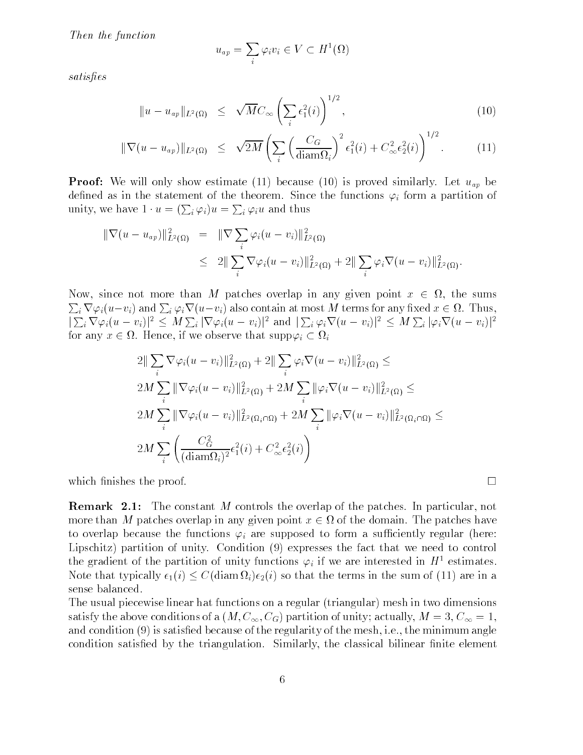*Then the function*

$$u_{ap} = \sum_i \varphi_i v_i \in V \subset H^1(\Omega)$$

*satisfies*

$$\|u - u_{ap}\|_{L^2(\Omega)} \leq \sqrt{M} C_\infty \left( \sum_i \epsilon_1^2(i) \right)^{1/2}, \tag{10}$$

$$\|\nabla(u - u_{ap})\|_{L^2(\Omega)} \leq \sqrt{2M} \left( \sum_i \left( \frac{C_G}{\text{diam}\Omega_i} \right)^2 \epsilon_1^2(i) + C_\infty^2 \epsilon_2^2(i) \right)^{1/2}. \tag{11}$$

**Proof:** We will only show estimate (11) because (10) is proved similarly. Let $u_{ap}$ be defined as in the statement of the theorem. Since the functions $\varphi_i$ form a partition of unity, we have $1 \cdot u = (\sum_i \varphi_i) u = \sum_i \varphi_i u$ and thus

$$\begin{aligned}
\|\nabla(u - u_{ap})\|^2_{L^2(\Omega)} &= \|\nabla \sum_i \varphi_i (u - v_i)\|^2_{L^2(\Omega)} \\
&\leq 2\| \sum_i \nabla\varphi_i (u - v_i)\|^2_{L^2(\Omega)} + 2\| \sum_i \varphi_i \nabla(u - v_i)\|^2_{L^2(\Omega)}.
\end{aligned}$$

Now, since not more than $M$ patches overlap in any given point $x \in \Omega$, the sums $\sum_i \nabla\varphi_i(u - v_i)$ and $\sum_i \varphi_i \nabla(u - v_i)$ also contain at most $M$ terms for any fixed $x \in \Omega$. Thus, $|\sum_i \nabla\varphi_i(u - v_i)|^2 \leq M \sum_i |\nabla\varphi_i(u - v_i)|^2$ and $|\sum_i \varphi_i \nabla(u - v_i)|^2 \leq M \sum_i |\varphi_i \nabla(u - v_i)|^2$ for any $x \in \Omega$. Hence, if we observe that $\text{supp}\varphi_i \subset \Omega_i$

$$\begin{aligned}
&2\| \sum_i \nabla\varphi_i (u - v_i)\|^2_{L^2(\Omega)} + 2\| \sum_i \varphi_i \nabla(u - v_i)\|^2_{L^2(\Omega)} \leq \\
&2M \sum_i \|\nabla\varphi_i (u - v_i)\|^2_{L^2(\Omega)} + 2M \sum_i \|\varphi_i \nabla(u - v_i)\|^2_{L^2(\Omega)} \leq \\
&2M \sum_i \|\nabla\varphi_i (u - v_i)\|^2_{L^2(\Omega_i \cap \Omega)} + 2M \sum_i \|\varphi_i \nabla(u - v_i)\|^2_{L^2(\Omega_i \cap \Omega)} \leq \\
&2M \sum_i \left( \frac{C_G^2}{(\text{diam}\Omega_i)^2} \epsilon_1^2(i) + C_\infty^2 \epsilon_2^2(i) \right)
\end{aligned}$$

which finishes the proof. □

**Remark 2.1:** The constant $M$ controls the overlap of the patches. In particular, not more than $M$ patches overlap in any given point $x \in \Omega$ of the domain. The patches have to overlap because the functions $\varphi_i$ are supposed to form a sufficiently regular (here: Lipschitz) partition of unity. Condition (9) expresses the fact that we need to control the gradient of the partition of unity functions $\varphi_i$ if we are interested in $H^1$ estimates. Note that typically $\epsilon_1(i) \leq C(\text{diam}\,\Omega_i)\epsilon_2(i)$ so that the terms in the sum of (11) are in a sense balanced.

The usual piecewise linear hat functions on a regular (triangular) mesh in two dimensions satisfy the above conditions of a $(M, C_\infty, C_G)$ partition of unity; actually, $M = 3$, $C_\infty = 1$, and condition (9) is satisfied because of the regularity of the mesh, i.e., the minimum angle condition satisfied by the triangulation. Similarly, the classical bilinear finite element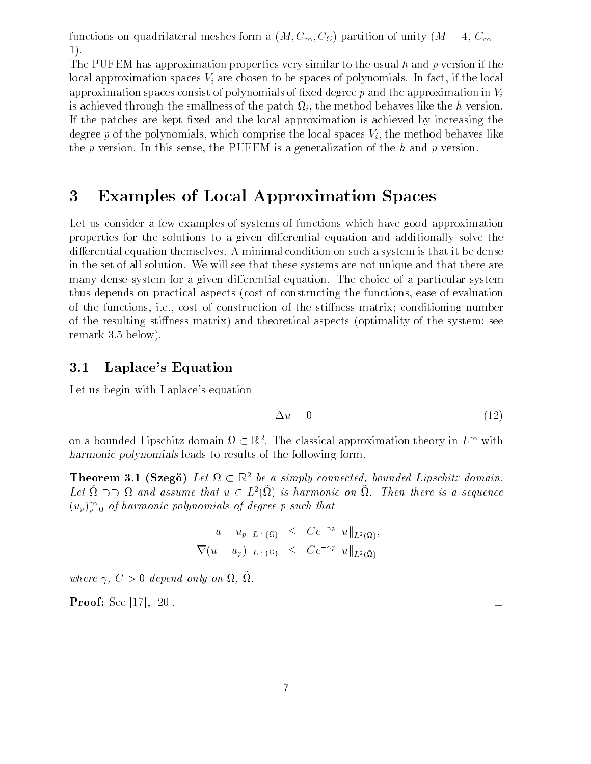functions on quadrilateral meshes form a $(M, C_\infty, C_G)$ partition of unity ($M = 4$, $C_\infty = 1$).

The PUFEM has approximation properties very similar to the usual $h$ and $p$ version if the local approximation spaces $V_i$ are chosen to be spaces of polynomials. In fact, if the local approximation spaces consist of polynomials of fixed degree $p$ and the approximation in $V_i$ is achieved through the smallness of the patch $\Omega_i$, the method behaves like the $h$ version. If the patches are kept fixed and the local approximation is achieved by increasing the degree $p$ of the polynomials, which comprise the local spaces $V_i$, the method behaves like the $p$ version. In this sense, the PUFEM is a generalization of the $h$ and $p$ version.

# 3 Examples of Local Approximation Spaces

Let us consider a few examples of systems of functions which have good approximation properties for the solutions to a given differential equation and additionally solve the differential equation themselves. A minimal condition on such a system is that it be dense in the set of all solution. We will see that these systems are not unique and that there are many dense system for a given differential equation. The choice of a particular system thus depends on practical aspects (cost of constructing the functions, ease of evaluation of the functions, i.e., cost of construction of the stiffness matrix; conditioning number of the resulting stiffness matrix) and theoretical aspects (optimality of the system; see remark 3.5 below).

## 3.1 Laplace's Equation

Let us begin with Laplace's equation

$$-\Delta u = 0 \tag{12}$$

on a bounded Lipschitz domain $\Omega \subset \mathbb{R}^2$. The classical approximation theory in $L^\infty$ with *harmonic polynomials* leads to results of the following form.

**Theorem 3.1 (Szegö)** *Let $\Omega \subset \mathbb{R}^2$ be a simply connected, bounded Lipschitz domain. Let $\tilde{\Omega} \supset\supset \Omega$ and assume that $u \in L^2(\tilde{\Omega})$ is harmonic on $\tilde{\Omega}$. Then there is a sequence $(u_p)_{p=0}^\infty$ of harmonic polynomials of degree $p$ such that*

$$\begin{aligned}
\|u - u_p\|_{L^\infty(\Omega)} &\leq Ce^{-\gamma p}\|u\|_{L^2(\tilde{\Omega})}, \\
\|\nabla(u - u_p)\|_{L^\infty(\Omega)} &\leq Ce^{-\gamma p}\|u\|_{L^2(\tilde{\Omega})}
\end{aligned}$$

*where $\gamma$, $C > 0$ depend only on $\Omega$, $\tilde{\Omega}$.*

**Proof:** See [17], [20]. □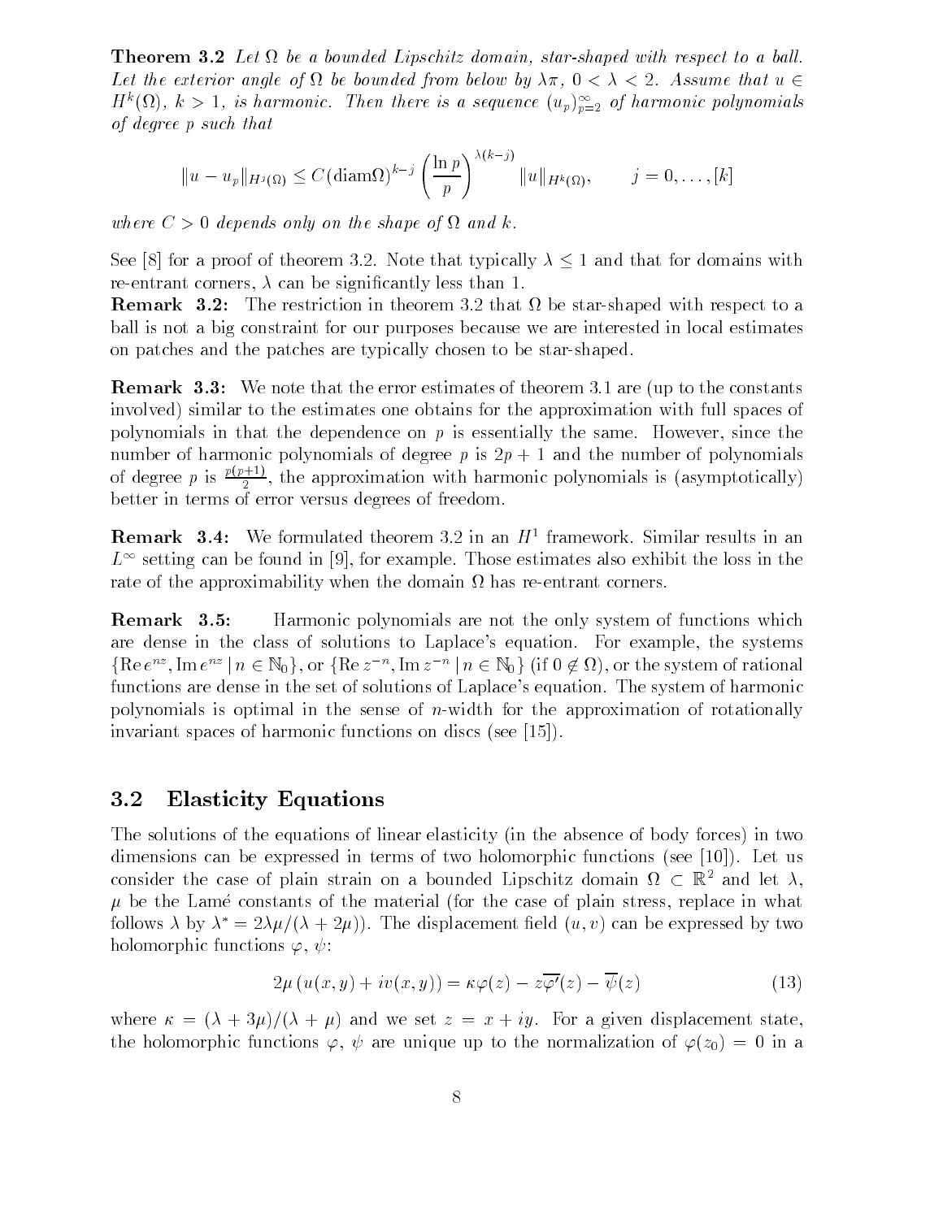**Theorem 3.2** *Let $\Omega$ be a bounded Lipschitz domain, star-shaped with respect to a ball. Let the exterior angle of $\Omega$ be bounded from below by $\lambda\pi$, $0 < \lambda < 2$. Assume that $u \in H^k(\Omega)$, $k > 1$, is harmonic. Then there is a sequence $(u_p)_{p=2}^{\infty}$ of harmonic polynomials of degree $p$ such that*

$$\|u - u_p\|_{H^j(\Omega)} \leq C(\mathrm{diam}\Omega)^{k-j} \left(\frac{\ln p}{p}\right)^{\lambda(k-j)} \|u\|_{H^k(\Omega)}, \qquad j = 0, \ldots, [k]$$

*where $C > 0$ depends only on the shape of $\Omega$ and $k$.*

See [8] for a proof of theorem 3.2. Note that typically $\lambda \leq 1$ and that for domains with re-entrant corners, $\lambda$ can be significantly less than 1.

**Remark 3.2:** The restriction in theorem 3.2 that $\Omega$ be star-shaped with respect to a ball is not a big constraint for our purposes because we are interested in local estimates on patches and the patches are typically chosen to be star-shaped.

**Remark 3.3:** We note that the error estimates of theorem 3.1 are (up to the constants involved) similar to the estimates one obtains for the approximation with full spaces of polynomials in that the dependence on $p$ is essentially the same. However, since the number of harmonic polynomials of degree $p$ is $2p + 1$ and the number of polynomials of degree $p$ is $\frac{p(p+1)}{2}$, the approximation with harmonic polynomials is (asymptotically) better in terms of error versus degrees of freedom.

**Remark 3.4:** We formulated theorem 3.2 in an $H^1$ framework. Similar results in an $L^\infty$ setting can be found in [9], for example. Those estimates also exhibit the loss in the rate of the approximability when the domain $\Omega$ has re-entrant corners.

**Remark 3.5:** Harmonic polynomials are not the only system of functions which are dense in the class of solutions to Laplace's equation. For example, the systems $\{\mathrm{Re}\, e^{nz}, \mathrm{Im}\, e^{nz} \mid n \in \mathbb{N}_0\}$, or $\{\mathrm{Re}\, z^{-n}, \mathrm{Im}\, z^{-n} \mid n \in \mathbb{N}_0\}$ (if $0 \notin \Omega$), or the system of rational functions are dense in the set of solutions of Laplace's equation. The system of harmonic polynomials is optimal in the sense of $n$-width for the approximation of rotationally invariant spaces of harmonic functions on discs (see [15]).

## 3.2 Elasticity Equations

The solutions of the equations of linear elasticity (in the absence of body forces) in two dimensions can be expressed in terms of two holomorphic functions (see [10]). Let us consider the case of plain strain on a bounded Lipschitz domain $\Omega \subset \mathbb{R}^2$ and let $\lambda$, $\mu$ be the Lamé constants of the material (for the case of plain stress, replace in what follows $\lambda$ by $\lambda^* = 2\lambda\mu/(\lambda + 2\mu)$). The displacement field $(u, v)$ can be expressed by two holomorphic functions $\varphi$, $\psi$:

$$2\mu\,(u(x, y) + iv(x, y)) = \kappa\varphi(z) - z\overline{\varphi'}(z) - \overline{\psi}(z) \tag{13}$$

where $\kappa = (\lambda + 3\mu)/(\lambda + \mu)$ and we set $z = x + iy$. For a given displacement state, the holomorphic functions $\varphi$, $\psi$ are unique up to the normalization of $\varphi(z_0) = 0$ in a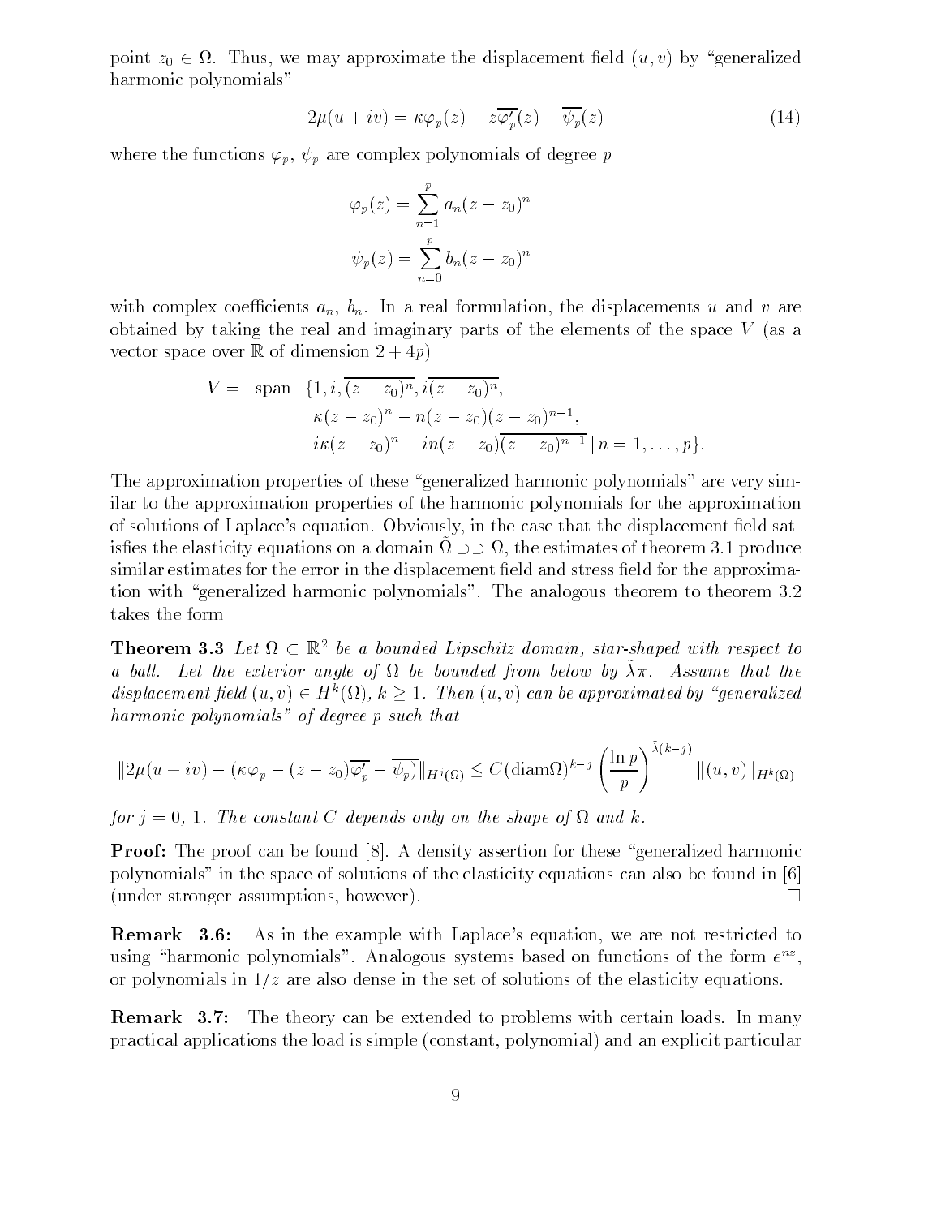point $z_0 \in \Omega$. Thus, we may approximate the displacement field $(u, v)$ by "generalized harmonic polynomials"

$$2\mu(u + iv) = \kappa\varphi_p(z) - z\overline{\varphi_p'}(z) - \overline{\psi_p}(z) \tag{14}$$

where the functions $\varphi_p$, $\psi_p$ are complex polynomials of degree $p$

$$\varphi_p(z) = \sum_{n=1}^{p} a_n(z - z_0)^n$$

$$\psi_p(z) = \sum_{n=0}^{p} b_n(z - z_0)^n$$

with complex coefficients $a_n$, $b_n$. In a real formulation, the displacements $u$ and $v$ are obtained by taking the real and imaginary parts of the elements of the space $V$ (as a vector space over $\mathbb{R}$ of dimension $2 + 4p$)

$$\begin{aligned} V = \ \text{span} \ \ &\{1, i, \overline{(z - z_0)^n}, i\overline{(z - z_0)^n}, \\ &\kappa(z - z_0)^n - n(z - z_0)\overline{(z - z_0)^{n-1}}, \\ &i\kappa(z - z_0)^n - in(z - z_0)\overline{(z - z_0)^{n-1}} \mid n = 1, \ldots, p\}. \end{aligned}$$

The approximation properties of these "generalized harmonic polynomials" are very similar to the approximation properties of the harmonic polynomials for the approximation of solutions of Laplace's equation. Obviously, in the case that the displacement field satisfies the elasticity equations on a domain $\tilde{\Omega} \supset\supset \Omega$, the estimates of theorem 3.1 produce similar estimates for the error in the displacement field and stress field for the approximation with "generalized harmonic polynomials". The analogous theorem to theorem 3.2 takes the form

**Theorem 3.3** *Let $\Omega \subset \mathbb{R}^2$ be a bounded Lipschitz domain, star-shaped with respect to a ball. Let the exterior angle of $\Omega$ be bounded from below by $\tilde{\lambda}\pi$. Assume that the displacement field $(u, v) \in H^k(\Omega)$, $k \geq 1$. Then $(u, v)$ can be approximated by "generalized harmonic polynomials" of degree $p$ such that*

$$\|2\mu(u + iv) - (\kappa\varphi_p - (z - z_0)\overline{\varphi_p'} - \overline{\psi_p})\|_{H^j(\Omega)} \leq C(\text{diam}\Omega)^{k-j}\left(\frac{\ln p}{p}\right)^{\tilde{\lambda}(k-j)} \|(u, v)\|_{H^k(\Omega)}$$

*for $j = 0, 1$. The constant $C$ depends only on the shape of $\Omega$ and $k$.*

**Proof:** The proof can be found [8]. A density assertion for these "generalized harmonic polynomials" in the space of solutions of the elasticity equations can also be found in [6] (under stronger assumptions, however). □

**Remark 3.6:** As in the example with Laplace's equation, we are not restricted to using "harmonic polynomials". Analogous systems based on functions of the form $e^{nz}$, or polynomials in $1/z$ are also dense in the set of solutions of the elasticity equations.

**Remark 3.7:** The theory can be extended to problems with certain loads. In many practical applications the load is simple (constant, polynomial) and an explicit particular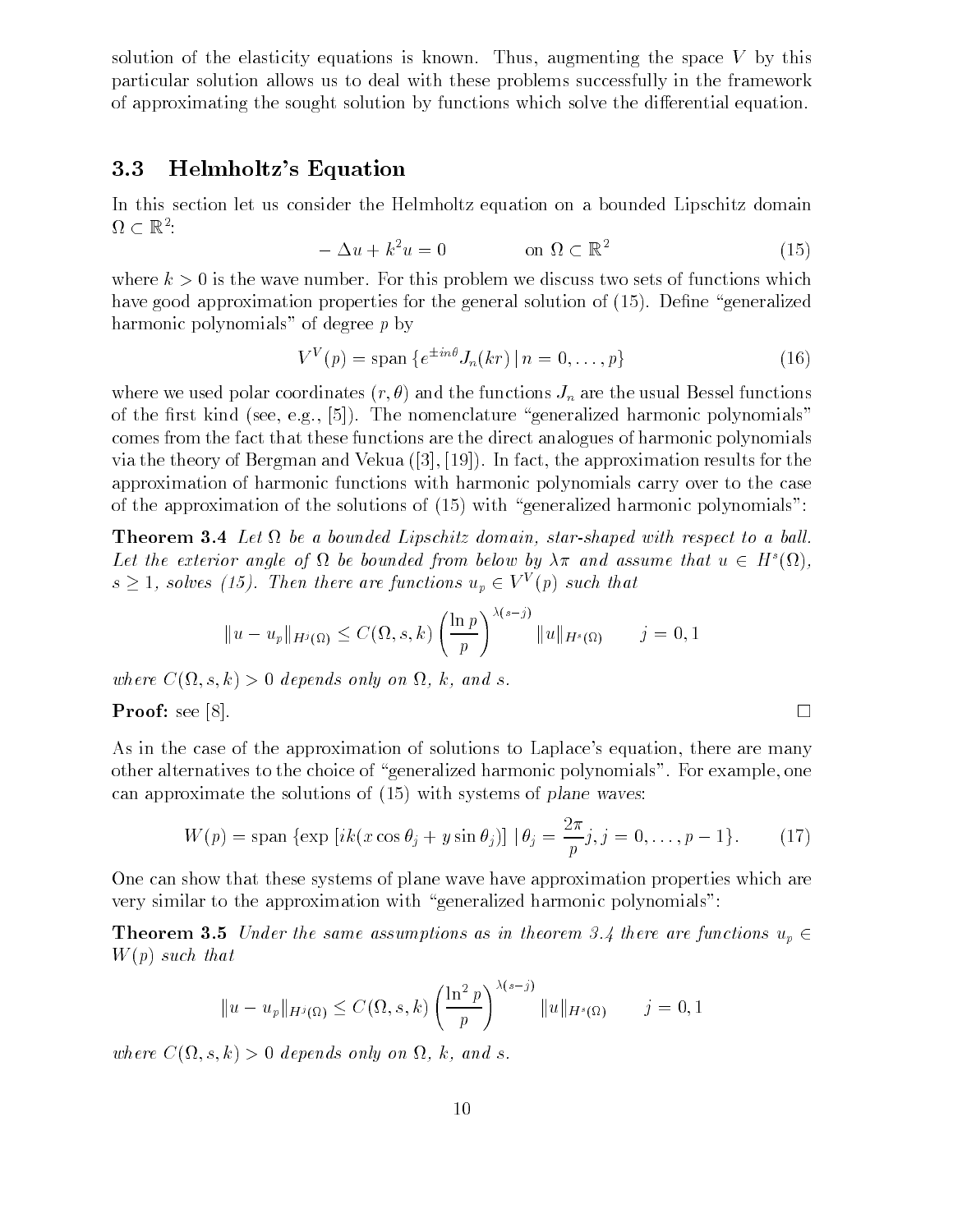solution of the elasticity equations is known. Thus, augmenting the space $V$ by this particular solution allows us to deal with these problems successfully in the framework of approximating the sought solution by functions which solve the differential equation.

### 3.3 Helmholtz's Equation

In this section let us consider the Helmholtz equation on a bounded Lipschitz domain $\Omega \subset \mathbb{R}^2$:

$$-\Delta u + k^2 u = 0 \qquad \text{on } \Omega \subset \mathbb{R}^2 \tag{15}$$

where $k > 0$ is the wave number. For this problem we discuss two sets of functions which have good approximation properties for the general solution of (15). Define "generalized harmonic polynomials" of degree $p$ by

$$V^V(p) = \text{span}\,\{e^{\pm in\theta} J_n(kr) \,|\, n = 0, \ldots, p\} \tag{16}$$

where we used polar coordinates $(r, \theta)$ and the functions $J_n$ are the usual Bessel functions of the first kind (see, e.g., [5]). The nomenclature "generalized harmonic polynomials" comes from the fact that these functions are the direct analogues of harmonic polynomials via the theory of Bergman and Vekua ([3], [19]). In fact, the approximation results for the approximation of harmonic functions with harmonic polynomials carry over to the case of the approximation of the solutions of (15) with "generalized harmonic polynomials":

**Theorem 3.4** *Let $\Omega$ be a bounded Lipschitz domain, star-shaped with respect to a ball. Let the exterior angle of $\Omega$ be bounded from below by $\lambda\pi$ and assume that $u \in H^s(\Omega)$, $s \geq 1$, solves (15). Then there are functions $u_p \in V^V(p)$ such that*

$$\|u - u_p\|_{H^j(\Omega)} \leq C(\Omega, s, k) \left(\frac{\ln p}{p}\right)^{\lambda(s-j)} \|u\|_{H^s(\Omega)} \qquad j = 0, 1$$

*where $C(\Omega, s, k) > 0$ depends only on $\Omega$, $k$, and $s$.*

**Proof:** see [8]. $\square$

As in the case of the approximation of solutions to Laplace's equation, there are many other alternatives to the choice of "generalized harmonic polynomials". For example, one can approximate the solutions of (15) with systems of *plane waves*:

$$W(p) = \text{span}\,\{\exp\,[ik(x\cos\theta_j + y\sin\theta_j)] \,|\, \theta_j = \frac{2\pi}{p} j, j = 0, \ldots, p-1\}. \tag{17}$$

One can show that these systems of plane wave have approximation properties which are very similar to the approximation with "generalized harmonic polynomials":

**Theorem 3.5** *Under the same assumptions as in theorem 3.4 there are functions $u_p \in W(p)$ such that*

$$\|u - u_p\|_{H^j(\Omega)} \leq C(\Omega, s, k) \left(\frac{\ln^2 p}{p}\right)^{\lambda(s-j)} \|u\|_{H^s(\Omega)} \qquad j = 0, 1$$

*where $C(\Omega, s, k) > 0$ depends only on $\Omega$, $k$, and $s$.*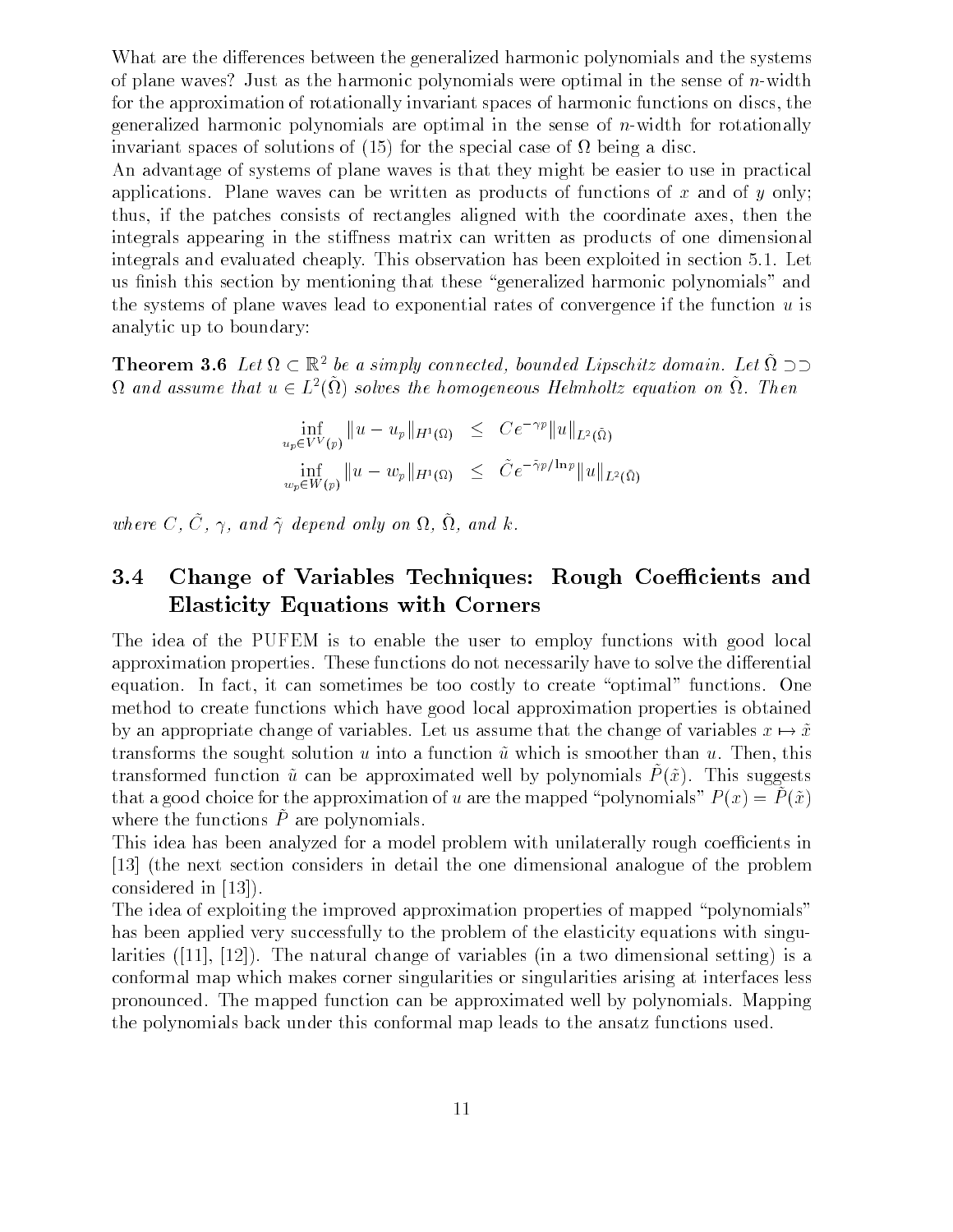What are the differences between the generalized harmonic polynomials and the systems of plane waves? Just as the harmonic polynomials were optimal in the sense of $n$-width for the approximation of rotationally invariant spaces of harmonic functions on discs, the generalized harmonic polynomials are optimal in the sense of $n$-width for rotationally invariant spaces of solutions of (15) for the special case of $\Omega$ being a disc.

An advantage of systems of plane waves is that they might be easier to use in practical applications. Plane waves can be written as products of functions of $x$ and of $y$ only; thus, if the patches consists of rectangles aligned with the coordinate axes, then the integrals appearing in the stiffness matrix can written as products of one dimensional integrals and evaluated cheaply. This observation has been exploited in section 5.1. Let us finish this section by mentioning that these "generalized harmonic polynomials" and the systems of plane waves lead to exponential rates of convergence if the function $u$ is analytic up to boundary:

**Theorem 3.6** *Let $\Omega \subset \mathbb{R}^2$ be a simply connected, bounded Lipschitz domain. Let $\tilde{\Omega} \supset\supset \Omega$ and assume that $u \in L^2(\tilde{\Omega})$ solves the homogeneous Helmholtz equation on $\tilde{\Omega}$. Then*

$$
\begin{aligned}
\inf_{u_p \in V^V(p)} \|u - u_p\|_{H^1(\Omega)} &\leq C e^{-\gamma p} \|u\|_{L^2(\tilde{\Omega})} \\
\inf_{w_p \in W(p)} \|u - w_p\|_{H^1(\Omega)} &\leq \tilde{C} e^{-\tilde{\gamma} p / \ln p} \|u\|_{L^2(\tilde{\Omega})}
\end{aligned}
$$

*where $C$, $\tilde{C}$, $\gamma$, and $\tilde{\gamma}$ depend only on $\Omega$, $\tilde{\Omega}$, and $k$.*

## 3.4 Change of Variables Techniques: Rough Coefficients and Elasticity Equations with Corners

The idea of the PUFEM is to enable the user to employ functions with good local approximation properties. These functions do not necessarily have to solve the differential equation. In fact, it can sometimes be too costly to create "optimal" functions. One method to create functions which have good local approximation properties is obtained by an appropriate change of variables. Let us assume that the change of variables $x \mapsto \tilde{x}$ transforms the sought solution $u$ into a function $\tilde{u}$ which is smoother than $u$. Then, this transformed function $\tilde{u}$ can be approximated well by polynomials $\tilde{P}(\tilde{x})$. This suggests that a good choice for the approximation of $u$ are the mapped "polynomials" $P(x) = \tilde{P}(\tilde{x})$ where the functions $\tilde{P}$ are polynomials.

This idea has been analyzed for a model problem with unilaterally rough coefficients in [13] (the next section considers in detail the one dimensional analogue of the problem considered in [13]).

The idea of exploiting the improved approximation properties of mapped "polynomials" has been applied very successfully to the problem of the elasticity equations with singularities ([11], [12]). The natural change of variables (in a two dimensional setting) is a conformal map which makes corner singularities or singularities arising at interfaces less pronounced. The mapped function can be approximated well by polynomials. Mapping the polynomials back under this conformal map leads to the ansatz functions used.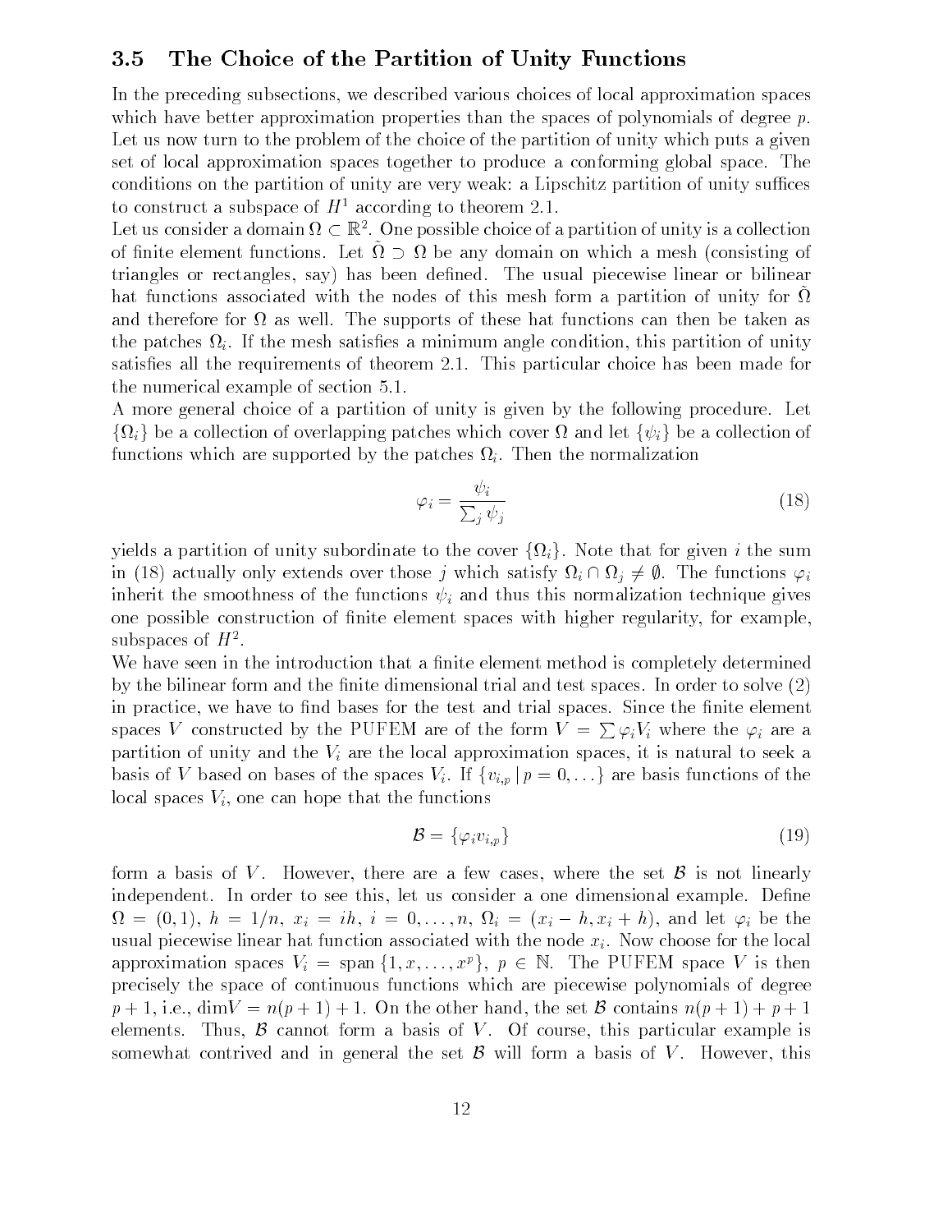### 3.5 The Choice of the Partition of Unity Functions

In the preceding subsections, we described various choices of local approximation spaces which have better approximation properties than the spaces of polynomials of degree $p$. Let us now turn to the problem of the choice of the partition of unity which puts a given set of local approximation spaces together to produce a conforming global space. The conditions on the partition of unity are very weak: a Lipschitz partition of unity suffices to construct a subspace of $H^1$ according to theorem 2.1.

Let us consider a domain $\Omega \subset \mathbb{R}^2$. One possible choice of a partition of unity is a collection of finite element functions. Let $\tilde{\Omega} \supset \Omega$ be any domain on which a mesh (consisting of triangles or rectangles, say) has been defined. The usual piecewise linear or bilinear hat functions associated with the nodes of this mesh form a partition of unity for $\tilde{\Omega}$ and therefore for $\Omega$ as well. The supports of these hat functions can then be taken as the patches $\Omega_i$. If the mesh satisfies a minimum angle condition, this partition of unity satisfies all the requirements of theorem 2.1. This particular choice has been made for the numerical example of section 5.1.

A more general choice of a partition of unity is given by the following procedure. Let $\{\Omega_i\}$ be a collection of overlapping patches which cover $\Omega$ and let $\{\psi_i\}$ be a collection of functions which are supported by the patches $\Omega_i$. Then the normalization

$$\varphi_i = \frac{\psi_i}{\sum_j \psi_j} \tag{18}$$

yields a partition of unity subordinate to the cover $\{\Omega_i\}$. Note that for given $i$ the sum in (18) actually only extends over those $j$ which satisfy $\Omega_i \cap \Omega_j \neq \emptyset$. The functions $\varphi_i$ inherit the smoothness of the functions $\psi_i$ and thus this normalization technique gives one possible construction of finite element spaces with higher regularity, for example, subspaces of $H^2$.

We have seen in the introduction that a finite element method is completely determined by the bilinear form and the finite dimensional trial and test spaces. In order to solve (2) in practice, we have to find bases for the test and trial spaces. Since the finite element spaces $V$ constructed by the PUFEM are of the form $V = \sum \varphi_i V_i$ where the $\varphi_i$ are a partition of unity and the $V_i$ are the local approximation spaces, it is natural to seek a basis of $V$ based on bases of the spaces $V_i$. If $\{v_{i,p} \mid p = 0, \dots\}$ are basis functions of the local spaces $V_i$, one can hope that the functions

$$\mathcal{B} = \{\varphi_i v_{i,p}\} \tag{19}$$

form a basis of $V$. However, there are a few cases, where the set $\mathcal{B}$ is not linearly independent. In order to see this, let us consider a one dimensional example. Define $\Omega = (0, 1)$, $h = 1/n$, $x_i = ih$, $i = 0, \dots, n$, $\Omega_i = (x_i - h, x_i + h)$, and let $\varphi_i$ be the usual piecewise linear hat function associated with the node $x_i$. Now choose for the local approximation spaces $V_i = \text{span}\,\{1, x, \dots, x^p\}$, $p \in \mathbb{N}$. The PUFEM space $V$ is then precisely the space of continuous functions which are piecewise polynomials of degree $p+1$, i.e., $\dim V = n(p+1)+1$. On the other hand, the set $\mathcal{B}$ contains $n(p+1)+p+1$ elements. Thus, $\mathcal{B}$ cannot form a basis of $V$. Of course, this particular example is somewhat contrived and in general the set $\mathcal{B}$ will form a basis of $V$. However, this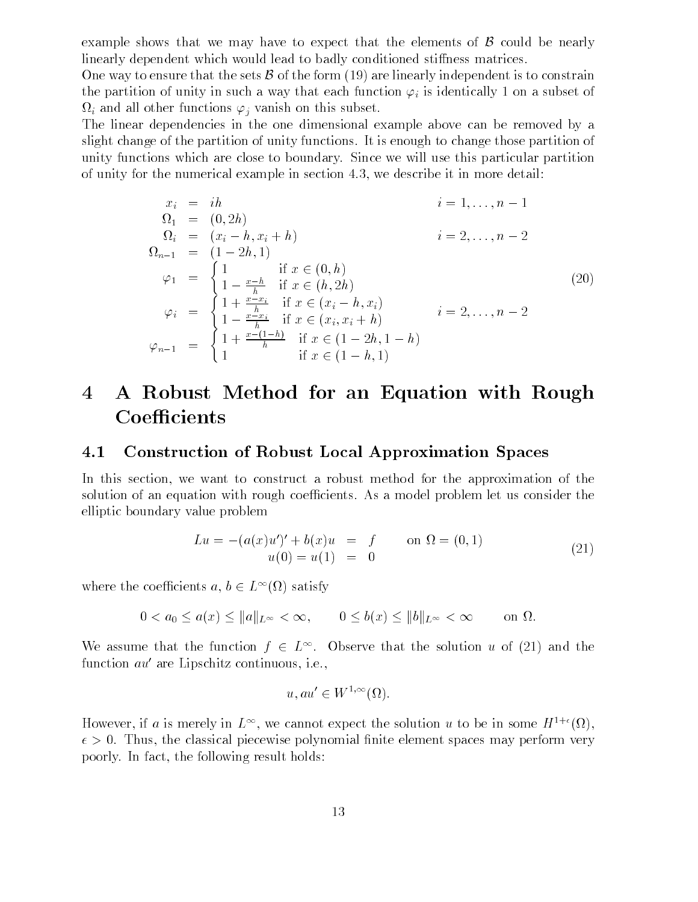example shows that we may have to expect that the elements of $\mathcal{B}$ could be nearly linearly dependent which would lead to badly conditioned stiffness matrices.

One way to ensure that the sets $\mathcal{B}$ of the form (19) are linearly independent is to constrain the partition of unity in such a way that each function $\varphi_i$ is identically 1 on a subset of $\Omega_i$ and all other functions $\varphi_j$ vanish on this subset.

The linear dependencies in the one dimensional example above can be removed by a slight change of the partition of unity functions. It is enough to change those partition of unity functions which are close to boundary. Since we will use this particular partition of unity for the numerical example in section 4.3, we describe it in more detail:

$$
\begin{aligned}
x_i &= ih & & i = 1, \ldots, n-1 \\
\Omega_1 &= (0, 2h) & & \\
\Omega_i &= (x_i - h, x_i + h) & & i = 2, \ldots, n-2 \\
\Omega_{n-1} &= (1-2h, 1) & & \\
\varphi_1 &= \begin{cases} 1 & \text{if } x \in (0, h) \\ 1 - \frac{x-h}{h} & \text{if } x \in (h, 2h) \end{cases} & & \\
\varphi_i &= \begin{cases} 1 + \frac{x-x_i}{h} & \text{if } x \in (x_i - h, x_i) \\ 1 - \frac{x-x_i}{h} & \text{if } x \in (x_i, x_i + h) \end{cases} & & i = 2, \ldots, n-2 \\
\varphi_{n-1} &= \begin{cases} 1 + \frac{x-(1-h)}{h} & \text{if } x \in (1-2h, 1-h) \\ 1 & \text{if } x \in (1-h, 1) \end{cases} & &
\end{aligned}
\tag{20}
$$

# 4 A Robust Method for an Equation with Rough Coefficients

## 4.1 Construction of Robust Local Approximation Spaces

In this section, we want to construct a robust method for the approximation of the solution of an equation with rough coefficients. As a model problem let us consider the elliptic boundary value problem

$$
\begin{aligned}
Lu = -(a(x)u')' + b(x)u &= f \qquad \text{on } \Omega = (0,1) \\
u(0) = u(1) &= 0
\end{aligned}
\tag{21}
$$

where the coefficients $a, b \in L^\infty(\Omega)$ satisfy

$$
0 < a_0 \leq a(x) \leq \|a\|_{L^\infty} < \infty, \qquad 0 \leq b(x) \leq \|b\|_{L^\infty} < \infty \qquad \text{on } \Omega.
$$

We assume that the function $f \in L^\infty$. Observe that the solution $u$ of (21) and the function $au'$ are Lipschitz continuous, i.e.,

$$
u, au' \in W^{1,\infty}(\Omega).
$$

However, if $a$ is merely in $L^\infty$, we cannot expect the solution $u$ to be in some $H^{1+\epsilon}(\Omega)$, $\epsilon > 0$. Thus, the classical piecewise polynomial finite element spaces may perform very poorly. In fact, the following result holds: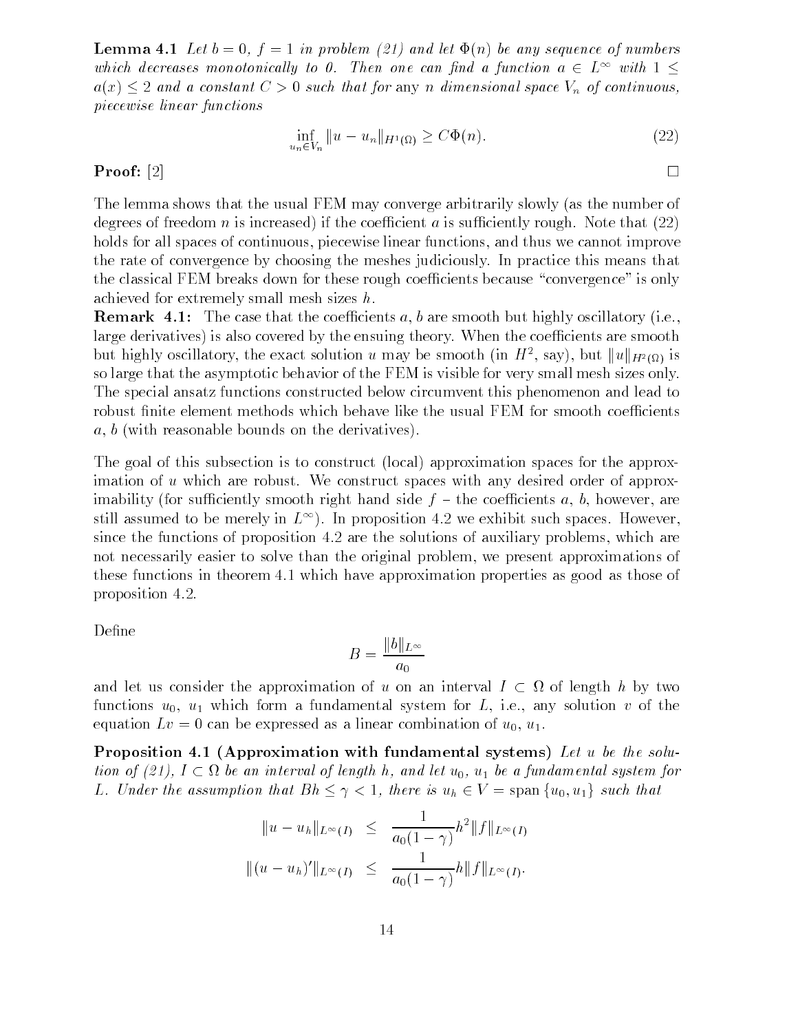**Lemma 4.1** *Let $b = 0$, $f = 1$ in problem (21) and let $\Phi(n)$ be any sequence of numbers which decreases monotonically to 0. Then one can find a function $a \in L^\infty$ with $1 \leq a(x) \leq 2$ and a constant $C > 0$ such that for* any *$n$ dimensional space $V_n$ of continuous, piecewise linear functions*

$$\inf_{u_n \in V_n} \|u - u_n\|_{H^1(\Omega)} \geq C\Phi(n). \tag{22}$$

**Proof:** [2] □

The lemma shows that the usual FEM may converge arbitrarily slowly (as the number of degrees of freedom $n$ is increased) if the coefficient $a$ is sufficiently rough. Note that (22) holds for all spaces of continuous, piecewise linear functions, and thus we cannot improve the rate of convergence by choosing the meshes judiciously. In practice this means that the classical FEM breaks down for these rough coefficients because "convergence" is only achieved for extremely small mesh sizes $h$.

**Remark 4.1:** The case that the coefficients $a$, $b$ are smooth but highly oscillatory (i.e., large derivatives) is also covered by the ensuing theory. When the coefficients are smooth but highly oscillatory, the exact solution $u$ may be smooth (in $H^2$, say), but $\|u\|_{H^2(\Omega)}$ is so large that the asymptotic behavior of the FEM is visible for very small mesh sizes only. The special ansatz functions constructed below circumvent this phenomenon and lead to robust finite element methods which behave like the usual FEM for smooth coefficients $a$, $b$ (with reasonable bounds on the derivatives).

The goal of this subsection is to construct (local) approximation spaces for the approximation of $u$ which are robust. We construct spaces with any desired order of approximability (for sufficiently smooth right hand side $f$ – the coefficients $a$, $b$, however, are still assumed to be merely in $L^\infty$). In proposition 4.2 we exhibit such spaces. However, since the functions of proposition 4.2 are the solutions of auxiliary problems, which are not necessarily easier to solve than the original problem, we present approximations of these functions in theorem 4.1 which have approximation properties as good as those of proposition 4.2.

Define

$$B = \frac{\|b\|_{L^\infty}}{a_0}$$

and let us consider the approximation of $u$ on an interval $I \subset \Omega$ of length $h$ by two functions $u_0$, $u_1$ which form a fundamental system for $L$, i.e., any solution $v$ of the equation $Lv = 0$ can be expressed as a linear combination of $u_0$, $u_1$.

**Proposition 4.1 (Approximation with fundamental systems)** *Let $u$ be the solution of (21), $I \subset \Omega$ be an interval of length $h$, and let $u_0$, $u_1$ be a fundamental system for $L$. Under the assumption that $Bh \leq \gamma < 1$, there is $u_h \in V = \text{span}\{u_0, u_1\}$ such that*

$$\begin{aligned}
\|u - u_h\|_{L^\infty(I)} &\leq \frac{1}{a_0(1-\gamma)} h^2 \|f\|_{L^\infty(I)} \\
\|(u - u_h)'\|_{L^\infty(I)} &\leq \frac{1}{a_0(1-\gamma)} h \|f\|_{L^\infty(I)}.
\end{aligned}$$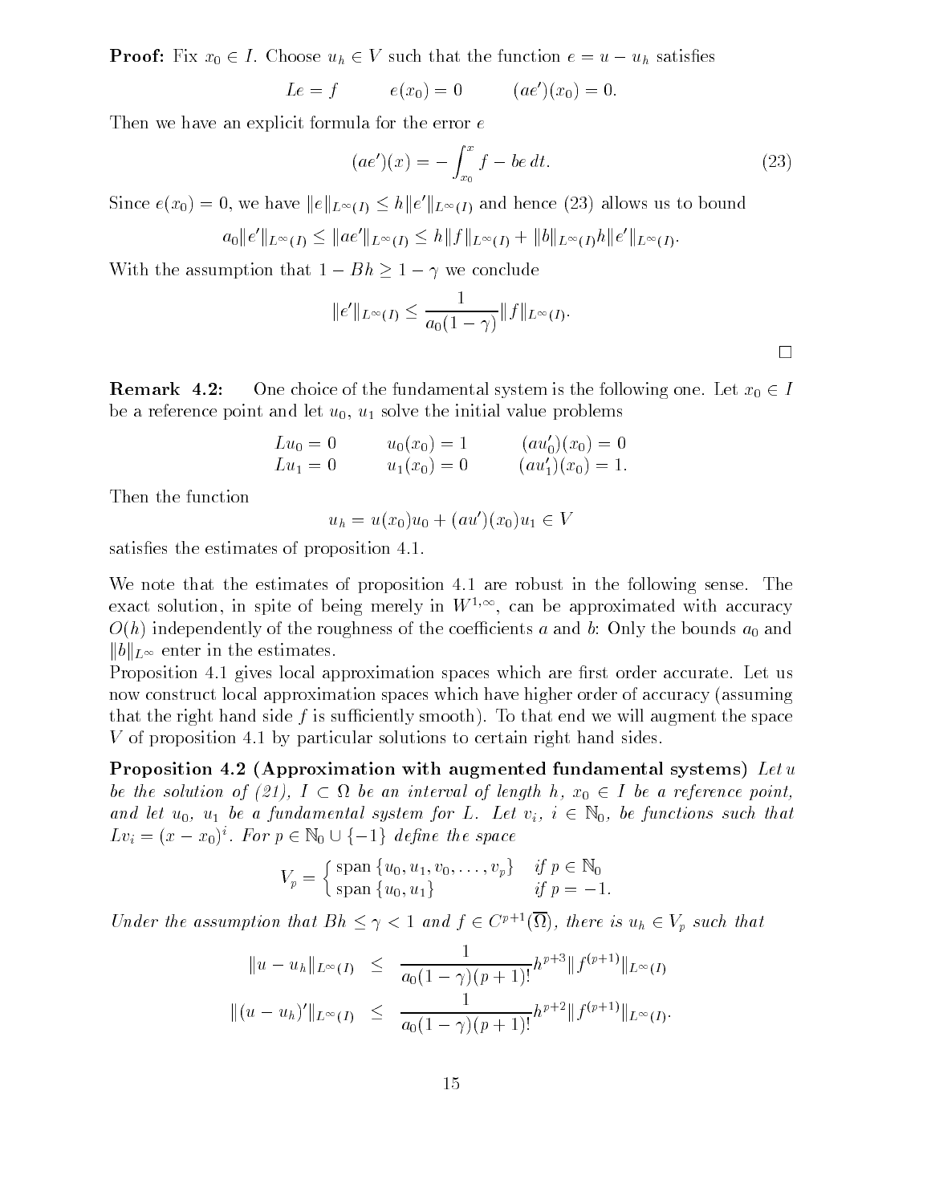**Proof:** Fix $x_0 \in I$. Choose $u_h \in V$ such that the function $e = u - u_h$ satisfies

$$Le = f \qquad e(x_0) = 0 \qquad (ae')(x_0) = 0.$$

Then we have an explicit formula for the error $e$

$$(ae')(x) = -\int_{x_0}^{x} f - be\, dt. \tag{23}$$

Since $e(x_0) = 0$, we have $\|e\|_{L^\infty(I)} \le h\|e'\|_{L^\infty(I)}$ and hence (23) allows us to bound

$$a_0\|e'\|_{L^\infty(I)} \le \|ae'\|_{L^\infty(I)} \le h\|f\|_{L^\infty(I)} + \|b\|_{L^\infty(I)} h \|e'\|_{L^\infty(I)}.$$

With the assumption that $1 - Bh \ge 1 - \gamma$ we conclude

$$\|e'\|_{L^\infty(I)} \le \frac{1}{a_0(1-\gamma)}\|f\|_{L^\infty(I)}.$$

□

**Remark 4.2:** One choice of the fundamental system is the following one. Let $x_0 \in I$ be a reference point and let $u_0$, $u_1$ solve the initial value problems

$$\begin{array}{lll} Lu_0 = 0 & u_0(x_0) = 1 & (au_0')(x_0) = 0 \\ Lu_1 = 0 & u_1(x_0) = 0 & (au_1')(x_0) = 1. \end{array}$$

Then the function

$$u_h = u(x_0)u_0 + (au')(x_0)u_1 \in V$$

satisfies the estimates of proposition 4.1.

We note that the estimates of proposition 4.1 are robust in the following sense. The exact solution, in spite of being merely in $W^{1,\infty}$, can be approximated with accuracy $O(h)$ independently of the roughness of the coefficients $a$ and $b$: Only the bounds $a_0$ and $\|b\|_{L^\infty}$ enter in the estimates.
Proposition 4.1 gives local approximation spaces which are first order accurate. Let us now construct local approximation spaces which have higher order of accuracy (assuming that the right hand side $f$ is sufficiently smooth). To that end we will augment the space $V$ of proposition 4.1 by particular solutions to certain right hand sides.

**Proposition 4.2 (Approximation with augmented fundamental systems)** *Let $u$ be the solution of (21), $I \subset \Omega$ be an interval of length $h$, $x_0 \in I$ be a reference point, and let $u_0$, $u_1$ be a fundamental system for $L$. Let $v_i$, $i \in \mathbb{N}_0$, be functions such that $Lv_i = (x - x_0)^i$. For $p \in \mathbb{N}_0 \cup \{-1\}$ define the space*

$$V_p = \begin{cases} \operatorname{span}\{u_0, u_1, v_0, \ldots, v_p\} & \text{if } p \in \mathbb{N}_0 \\ \operatorname{span}\{u_0, u_1\} & \text{if } p = -1. \end{cases}$$

*Under the assumption that $Bh \le \gamma < 1$ and $f \in C^{p+1}(\overline{\Omega})$, there is $u_h \in V_p$ such that*

$$\begin{aligned} \|u - u_h\|_{L^\infty(I)} &\le \frac{1}{a_0(1-\gamma)(p+1)!} h^{p+3} \|f^{(p+1)}\|_{L^\infty(I)} \\ \|(u - u_h)'\|_{L^\infty(I)} &\le \frac{1}{a_0(1-\gamma)(p+1)!} h^{p+2} \|f^{(p+1)}\|_{L^\infty(I)}. \end{aligned}$$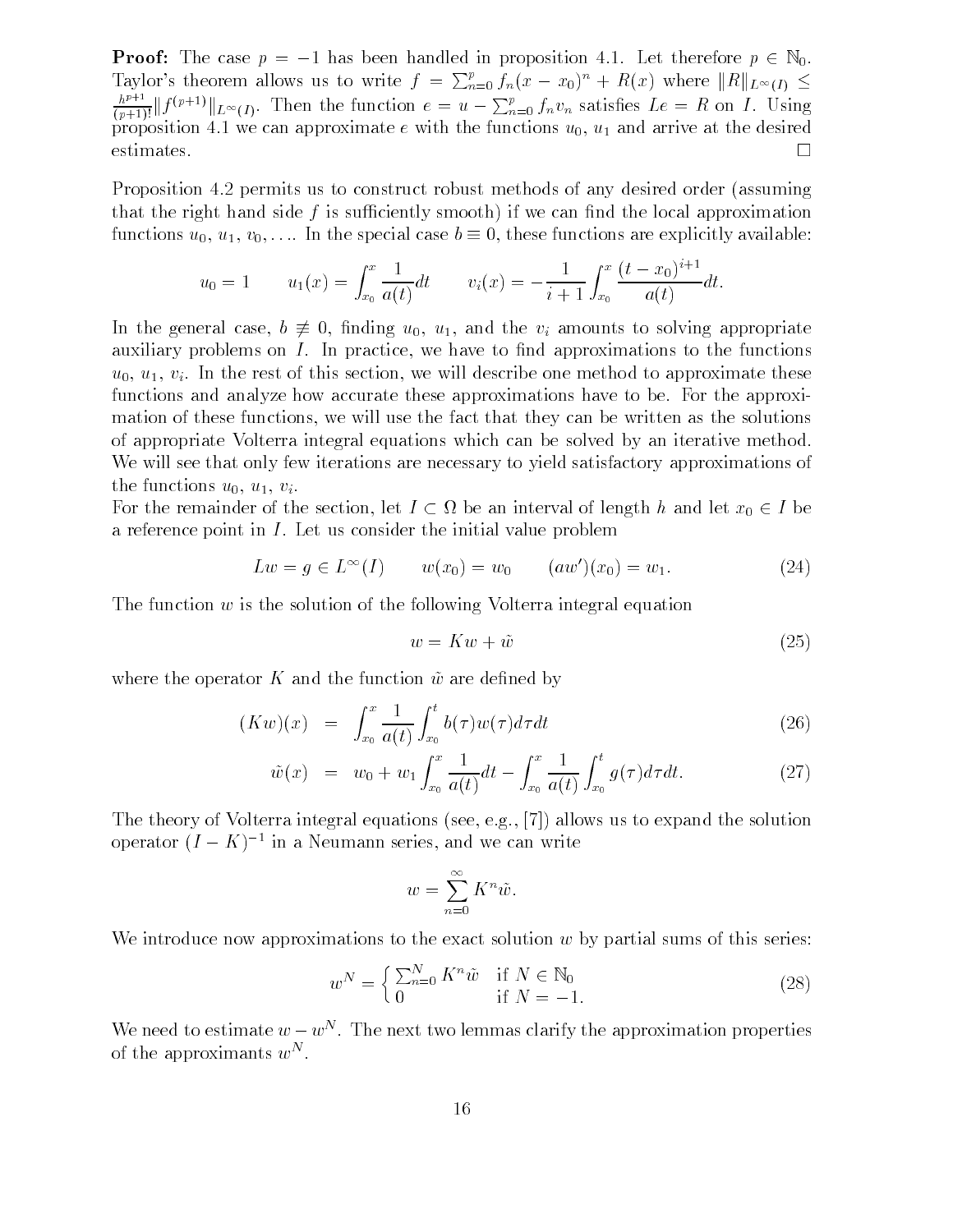**Proof:** The case $p = -1$ has been handled in proposition 4.1. Let therefore $p \in \mathbb{N}_0$. Taylor's theorem allows us to write $f = \sum_{n=0}^{p} f_n(x-x_0)^n + R(x)$ where $\|R\|_{L^\infty(I)} \leq \frac{h^{p+1}}{(p+1)!}\|f^{(p+1)}\|_{L^\infty(I)}$. Then the function $e = u - \sum_{n=0}^{p} f_n v_n$ satisfies $Le = R$ on $I$. Using proposition 4.1 we can approximate $e$ with the functions $u_0$, $u_1$ and arrive at the desired estimates. $\square$

Proposition 4.2 permits us to construct robust methods of any desired order (assuming that the right hand side $f$ is sufficiently smooth) if we can find the local approximation functions $u_0$, $u_1$, $v_0, \ldots$. In the special case $b \equiv 0$, these functions are explicitly available:

$$u_0 = 1 \qquad u_1(x) = \int_{x_0}^{x} \frac{1}{a(t)}dt \qquad v_i(x) = -\frac{1}{i+1}\int_{x_0}^{x} \frac{(t-x_0)^{i+1}}{a(t)}dt.$$

In the general case, $b \not\equiv 0$, finding $u_0$, $u_1$, and the $v_i$ amounts to solving appropriate auxiliary problems on $I$. In practice, we have to find approximations to the functions $u_0$, $u_1$, $v_i$. In the rest of this section, we will describe one method to approximate these functions and analyze how accurate these approximations have to be. For the approximation of these functions, we will use the fact that they can be written as the solutions of appropriate Volterra integral equations which can be solved by an iterative method. We will see that only few iterations are necessary to yield satisfactory approximations of the functions $u_0$, $u_1$, $v_i$.

For the remainder of the section, let $I \subset \Omega$ be an interval of length $h$ and let $x_0 \in I$ be a reference point in $I$. Let us consider the initial value problem

$$Lw = g \in L^\infty(I) \qquad w(x_0) = w_0 \qquad (aw')(x_0) = w_1. \tag{24}$$

The function $w$ is the solution of the following Volterra integral equation

$$w = Kw + \tilde{w} \tag{25}$$

where the operator $K$ and the function $\tilde{w}$ are defined by

$$(Kw)(x) = \int_{x_0}^{x} \frac{1}{a(t)} \int_{x_0}^{t} b(\tau)w(\tau)d\tau dt \tag{26}$$

$$\tilde{w}(x) = w_0 + w_1 \int_{x_0}^{x} \frac{1}{a(t)}dt - \int_{x_0}^{x} \frac{1}{a(t)} \int_{x_0}^{t} g(\tau)d\tau dt. \tag{27}$$

The theory of Volterra integral equations (see, e.g., [7]) allows us to expand the solution operator $(I-K)^{-1}$ in a Neumann series, and we can write

$$w = \sum_{n=0}^{\infty} K^n \tilde{w}.$$

We introduce now approximations to the exact solution $w$ by partial sums of this series:

$$w^N = \begin{cases} \sum_{n=0}^{N} K^n \tilde{w} & \text{if } N \in \mathbb{N}_0 \\ 0 & \text{if } N = -1. \end{cases} \tag{28}$$

We need to estimate $w - w^N$. The next two lemmas clarify the approximation properties of the approximants $w^N$.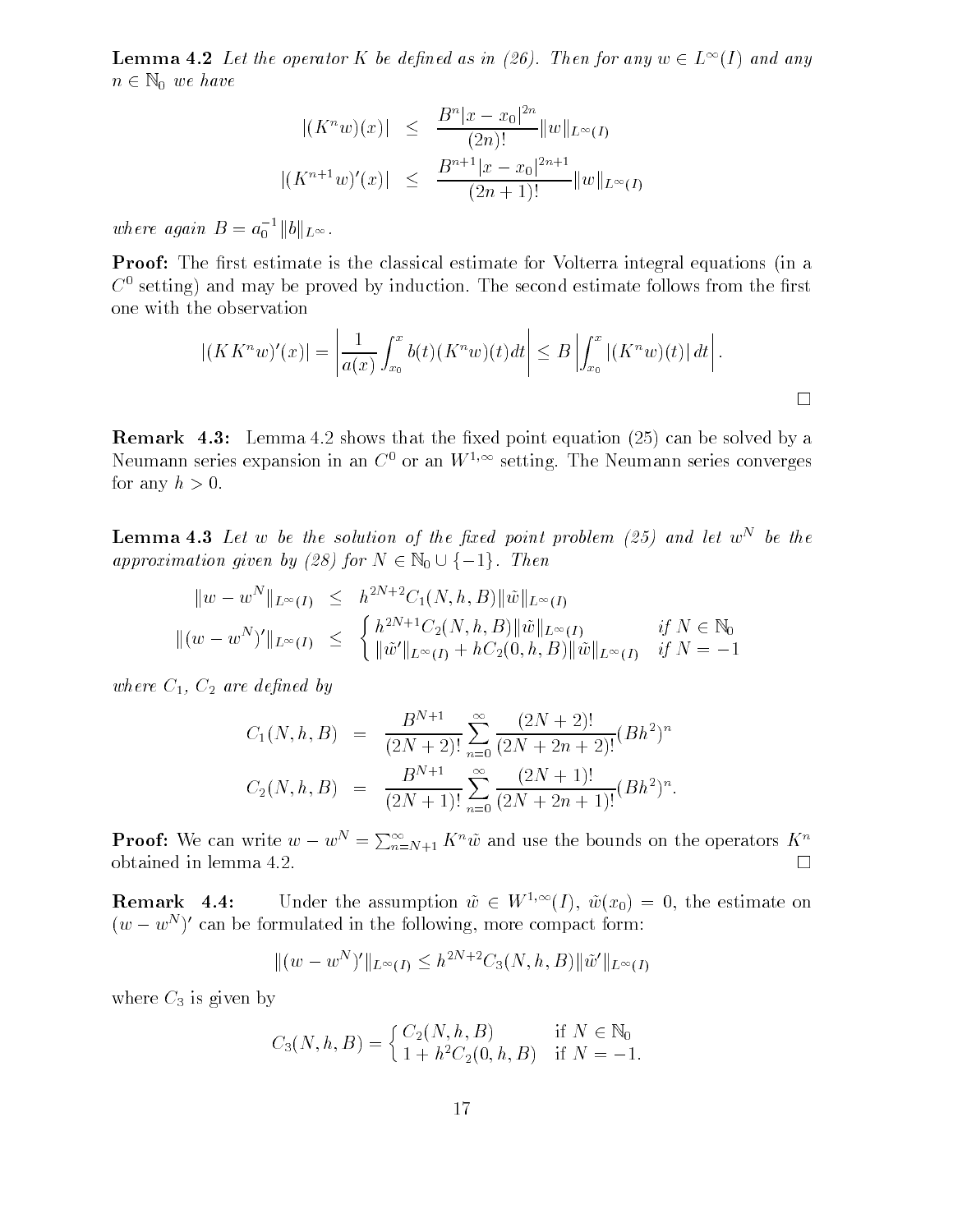**Lemma 4.2** *Let the operator $K$ be defined as in (26). Then for any $w \in L^\infty(I)$ and any $n \in \mathbb{N}_0$ we have*

$$
\begin{aligned}
|(K^n w)(x)| &\leq \frac{B^n |x - x_0|^{2n}}{(2n)!} \|w\|_{L^\infty(I)} \\
|(K^{n+1} w)'(x)| &\leq \frac{B^{n+1} |x - x_0|^{2n+1}}{(2n+1)!} \|w\|_{L^\infty(I)}
\end{aligned}
$$

*where again $B = a_0^{-1} \|b\|_{L^\infty}$.*

**Proof:** The first estimate is the classical estimate for Volterra integral equations (in a $C^0$ setting) and may be proved by induction. The second estimate follows from the first one with the observation

$$
|(K K^n w)'(x)| = \left| \frac{1}{a(x)} \int_{x_0}^{x} b(t) (K^n w)(t) dt \right| \leq B \left| \int_{x_0}^{x} |(K^n w)(t)| \, dt \right|.
$$

□

**Remark 4.3:** Lemma 4.2 shows that the fixed point equation (25) can be solved by a Neumann series expansion in an $C^0$ or an $W^{1,\infty}$ setting. The Neumann series converges for any $h > 0$.

**Lemma 4.3** *Let $w$ be the solution of the fixed point problem (25) and let $w^N$ be the approximation given by (28) for $N \in \mathbb{N}_0 \cup \{-1\}$. Then*

$$
\begin{aligned}
\|w - w^N\|_{L^\infty(I)} &\leq h^{2N+2} C_1(N, h, B) \|\tilde{w}\|_{L^\infty(I)} \\
\|(w - w^N)'\|_{L^\infty(I)} &\leq \begin{cases} h^{2N+1} C_2(N, h, B) \|\tilde{w}\|_{L^\infty(I)} & \text{if } N \in \mathbb{N}_0 \\ \|\tilde{w}'\|_{L^\infty(I)} + h C_2(0, h, B) \|\tilde{w}\|_{L^\infty(I)} & \text{if } N = -1 \end{cases}
\end{aligned}
$$

*where $C_1$, $C_2$ are defined by*

$$
\begin{aligned}
C_1(N, h, B) &= \frac{B^{N+1}}{(2N+2)!} \sum_{n=0}^{\infty} \frac{(2N+2)!}{(2N+2n+2)!} (Bh^2)^n \\
C_2(N, h, B) &= \frac{B^{N+1}}{(2N+1)!} \sum_{n=0}^{\infty} \frac{(2N+1)!}{(2N+2n+1)!} (Bh^2)^n.
\end{aligned}
$$

**Proof:** We can write $w - w^N = \sum_{n=N+1}^{\infty} K^n \tilde{w}$ and use the bounds on the operators $K^n$ obtained in lemma 4.2. □

**Remark 4.4:** Under the assumption $\tilde{w} \in W^{1,\infty}(I)$, $\tilde{w}(x_0) = 0$, the estimate on $(w - w^N)'$ can be formulated in the following, more compact form:

$$
\|(w - w^N)'\|_{L^\infty(I)} \leq h^{2N+2} C_3(N, h, B) \|\tilde{w}'\|_{L^\infty(I)}
$$

where $C_3$ is given by

$$
C_3(N, h, B) = \begin{cases} C_2(N, h, B) & \text{if } N \in \mathbb{N}_0 \\ 1 + h^2 C_2(0, h, B) & \text{if } N = -1. \end{cases}
$$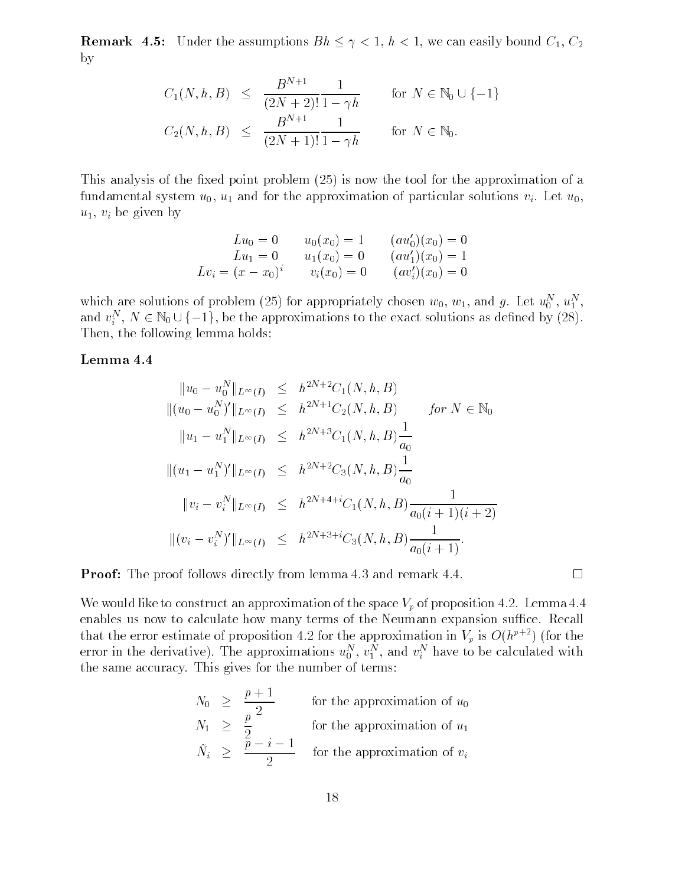**Remark 4.5:** Under the assumptions $Bh \leq \gamma < 1$, $h < 1$, we can easily bound $C_1$, $C_2$ by

$$
\begin{aligned}
C_1(N,h,B) &\leq \frac{B^{N+1}}{(2N+2)!}\frac{1}{1-\gamma h} \qquad \text{for } N \in \mathbb{N}_0 \cup \{-1\} \\
C_2(N,h,B) &\leq \frac{B^{N+1}}{(2N+1)!}\frac{1}{1-\gamma h} \qquad \text{for } N \in \mathbb{N}_0.
\end{aligned}
$$

This analysis of the fixed point problem (25) is now the tool for the approximation of a fundamental system $u_0$, $u_1$ and for the approximation of particular solutions $v_i$. Let $u_0$, $u_1$, $v_i$ be given by

$$
\begin{array}{rcc}
Lu_0 = 0 & u_0(x_0) = 1 & (au_0')(x_0) = 0 \\
Lu_1 = 0 & u_1(x_0) = 0 & (au_1')(x_0) = 1 \\
Lv_i = (x-x_0)^i & v_i(x_0) = 0 & (av_i')(x_0) = 0
\end{array}
$$

which are solutions of problem (25) for appropriately chosen $w_0$, $w_1$, and $g$. Let $u_0^N$, $u_1^N$, and $v_i^N$, $N \in \mathbb{N}_0 \cup \{-1\}$, be the approximations to the exact solutions as defined by (28). Then, the following lemma holds:

**Lemma 4.4**

$$
\begin{aligned}
\|u_0 - u_0^N\|_{L^\infty(I)} &\leq h^{2N+2} C_1(N,h,B) \\
\|(u_0 - u_0^N)'\|_{L^\infty(I)} &\leq h^{2N+1} C_2(N,h,B) \qquad \textit{for } N \in \mathbb{N}_0 \\
\|u_1 - u_1^N\|_{L^\infty(I)} &\leq h^{2N+3} C_1(N,h,B) \frac{1}{a_0} \\
\|(u_1 - u_1^N)'\|_{L^\infty(I)} &\leq h^{2N+2} C_3(N,h,B) \frac{1}{a_0} \\
\|v_i - v_i^N\|_{L^\infty(I)} &\leq h^{2N+4+i} C_1(N,h,B) \frac{1}{a_0(i+1)(i+2)} \\
\|(v_i - v_i^N)'\|_{L^\infty(I)} &\leq h^{2N+3+i} C_3(N,h,B) \frac{1}{a_0(i+1)}.
\end{aligned}
$$

**Proof:** The proof follows directly from lemma 4.3 and remark 4.4. □

We would like to construct an approximation of the space $V_p$ of proposition 4.2. Lemma 4.4 enables us now to calculate how many terms of the Neumann expansion suffice. Recall that the error estimate of proposition 4.2 for the approximation in $V_p$ is $O(h^{p+2})$ (for the error in the derivative). The approximations $u_0^N$, $v_1^N$, and $v_i^N$ have to be calculated with the same accuracy. This gives for the number of terms:

$$
\begin{aligned}
N_0 &\geq \frac{p+1}{2} \qquad \text{for the approximation of } u_0 \\
N_1 &\geq \frac{p}{2} \qquad \text{for the approximation of } u_1 \\
\tilde{N}_i &\geq \frac{p-i-1}{2} \qquad \text{for the approximation of } v_i
\end{aligned}
$$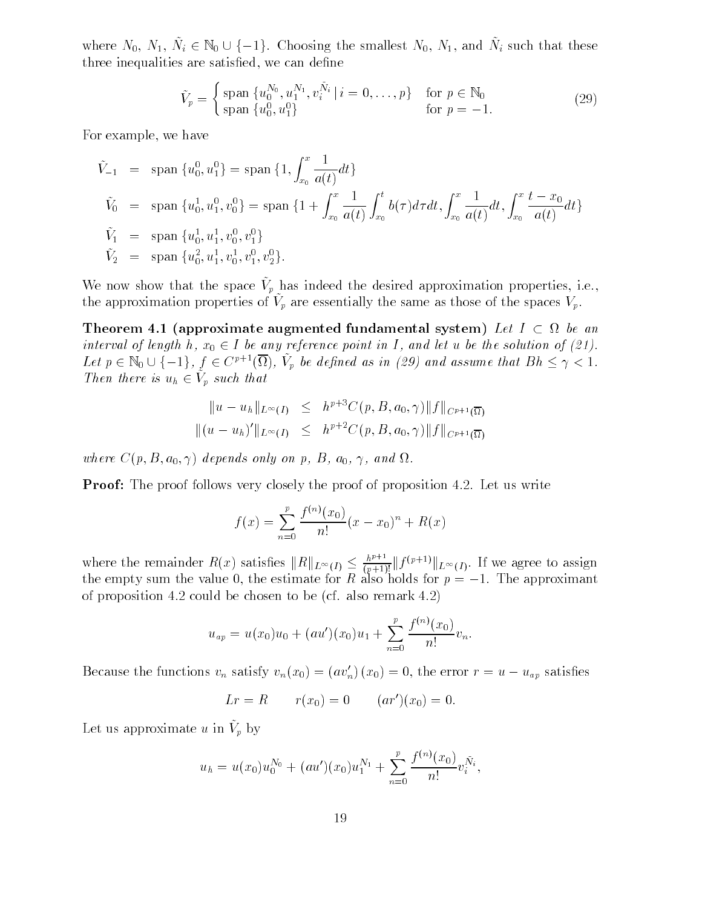where $N_0$, $N_1$, $\tilde{N}_i \in \mathbb{N}_0 \cup \{-1\}$. Choosing the smallest $N_0$, $N_1$, and $\tilde{N}_i$ such that these three inequalities are satisfied, we can define

$$\tilde{V}_p = \begin{cases} \text{span}\,\{u_0^{N_0}, u_1^{N_1}, v_i^{\tilde{N}_i} \mid i = 0, \dots, p\} & \text{for } p \in \mathbb{N}_0 \\ \text{span}\,\{u_0^0, u_1^0\} & \text{for } p = -1. \end{cases} \tag{29}$$

For example, we have

$$\begin{aligned}
\tilde{V}_{-1} &= \text{span}\,\{u_0^0, u_1^0\} = \text{span}\,\{1, \int_{x_0}^{x} \frac{1}{a(t)} dt\} \\
\tilde{V}_0 &= \text{span}\,\{u_0^1, u_1^0, v_0^0\} = \text{span}\,\{1 + \int_{x_0}^{x} \frac{1}{a(t)} \int_{x_0}^{t} b(\tau) d\tau dt, \int_{x_0}^{x} \frac{1}{a(t)} dt, \int_{x_0}^{x} \frac{t - x_0}{a(t)} dt\} \\
\tilde{V}_1 &= \text{span}\,\{u_0^1, u_1^1, v_0^0, v_1^0\} \\
\tilde{V}_2 &= \text{span}\,\{u_0^2, u_1^1, v_0^1, v_1^0, v_2^0\}.
\end{aligned}$$

We now show that the space $\tilde{V}_p$ has indeed the desired approximation properties, i.e., the approximation properties of $\tilde{V}_p$ are essentially the same as those of the spaces $V_p$.

**Theorem 4.1 (approximate augmented fundamental system)** *Let $I \subset \Omega$ be an interval of length $h$, $x_0 \in I$ be any reference point in $I$, and let $u$ be the solution of (21). Let $p \in \mathbb{N}_0 \cup \{-1\}$, $f \in C^{p+1}(\overline{\Omega})$, $\tilde{V}_p$ be defined as in (29) and assume that $Bh \leq \gamma < 1$. Then there is $u_h \in \tilde{V}_p$ such that*

$$\begin{aligned}
\|u - u_h\|_{L^\infty(I)} &\leq h^{p+3} C(p, B, a_0, \gamma) \|f\|_{C^{p+1}(\overline{\Omega})} \\
\|(u - u_h)'\|_{L^\infty(I)} &\leq h^{p+2} C(p, B, a_0, \gamma) \|f\|_{C^{p+1}(\overline{\Omega})}
\end{aligned}$$

*where $C(p, B, a_0, \gamma)$ depends only on $p$, $B$, $a_0$, $\gamma$, and $\Omega$.*

**Proof:** The proof follows very closely the proof of proposition 4.2. Let us write

$$f(x) = \sum_{n=0}^{p} \frac{f^{(n)}(x_0)}{n!} (x - x_0)^n + R(x)$$

where the remainder $R(x)$ satisfies $\|R\|_{L^\infty(I)} \leq \frac{h^{p+1}}{(p+1)!} \|f^{(p+1)}\|_{L^\infty(I)}$. If we agree to assign the empty sum the value 0, the estimate for $R$ also holds for $p = -1$. The approximant of proposition 4.2 could be chosen to be (cf. also remark 4.2)

$$u_{ap} = u(x_0) u_0 + (au')(x_0) u_1 + \sum_{n=0}^{p} \frac{f^{(n)}(x_0)}{n!} v_n.$$

Because the functions $v_n$ satisfy $v_n(x_0) = (av_n')(x_0) = 0$, the error $r = u - u_{ap}$ satisfies

$$Lr = R \qquad r(x_0) = 0 \qquad (ar')(x_0) = 0.$$

Let us approximate $u$ in $\tilde{V}_p$ by

$$u_h = u(x_0) u_0^{N_0} + (au')(x_0) u_1^{N_1} + \sum_{n=0}^{p} \frac{f^{(n)}(x_0)}{n!} v_i^{\tilde{N}_i},$$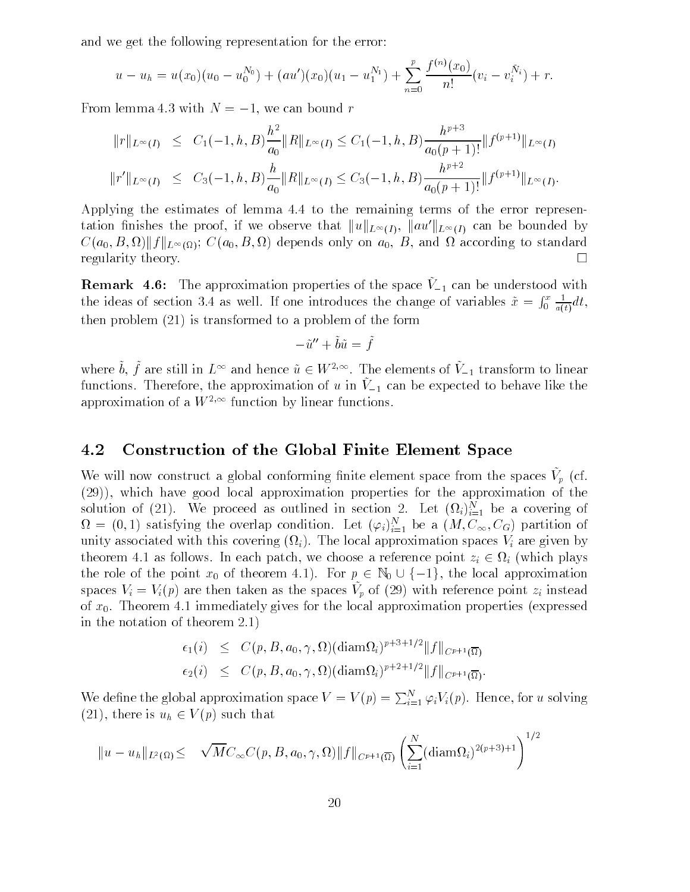and we get the following representation for the error:

$$u - u_h = u(x_0)(u_0 - u_0^{N_0}) + (au')(x_0)(u_1 - u_1^{N_1}) + \sum_{n=0}^{p} \frac{f^{(n)}(x_0)}{n!}(v_i - v_i^{\tilde{N}_i}) + r.$$

From lemma 4.3 with $N = -1$, we can bound $r$

$$\begin{aligned}
\|r\|_{L^\infty(I)} &\leq C_1(-1, h, B)\frac{h^2}{a_0}\|R\|_{L^\infty(I)} \leq C_1(-1, h, B)\frac{h^{p+3}}{a_0(p+1)!}\|f^{(p+1)}\|_{L^\infty(I)} \\
\|r'\|_{L^\infty(I)} &\leq C_3(-1, h, B)\frac{h}{a_0}\|R\|_{L^\infty(I)} \leq C_3(-1, h, B)\frac{h^{p+2}}{a_0(p+1)!}\|f^{(p+1)}\|_{L^\infty(I)}.
\end{aligned}$$

Applying the estimates of lemma 4.4 to the remaining terms of the error representation finishes the proof, if we observe that $\|u\|_{L^\infty(I)}$, $\|au'\|_{L^\infty(I)}$ can be bounded by $C(a_0, B, \Omega)\|f\|_{L^\infty(\Omega)}$; $C(a_0, B, \Omega)$ depends only on $a_0$, $B$, and $\Omega$ according to standard regularity theory. $\square$

**Remark 4.6:** The approximation properties of the space $\tilde{V}_{-1}$ can be understood with the ideas of section 3.4 as well. If one introduces the change of variables $\tilde{x} = \int_0^x \frac{1}{a(t)}dt$, then problem (21) is transformed to a problem of the form

$$-\tilde{u}'' + \tilde{b}\tilde{u} = \tilde{f}$$

where $\tilde{b}$, $\tilde{f}$ are still in $L^\infty$ and hence $\tilde{u} \in W^{2,\infty}$. The elements of $\tilde{V}_{-1}$ transform to linear functions. Therefore, the approximation of $u$ in $\tilde{V}_{-1}$ can be expected to behave like the approximation of a $W^{2,\infty}$ function by linear functions.

## 4.2 Construction of the Global Finite Element Space

We will now construct a global conforming finite element space from the spaces $\tilde{V}_p$ (cf. (29)), which have good local approximation properties for the approximation of the solution of (21). We proceed as outlined in section 2. Let $(\Omega_i)_{i=1}^N$ be a covering of $\Omega = (0, 1)$ satisfying the overlap condition. Let $(\varphi_i)_{i=1}^N$ be a $(M, C_\infty, C_G)$ partition of unity associated with this covering $(\Omega_i)$. The local approximation spaces $V_i$ are given by theorem 4.1 as follows. In each patch, we choose a reference point $z_i \in \Omega_i$ (which plays the role of the point $x_0$ of theorem 4.1). For $p \in \mathbb{N}_0 \cup \{-1\}$, the local approximation spaces $V_i = V_i(p)$ are then taken as the spaces $\tilde{V}_p$ of (29) with reference point $z_i$ instead of $x_0$. Theorem 4.1 immediately gives for the local approximation properties (expressed in the notation of theorem 2.1)

$$\begin{aligned}
\epsilon_1(i) &\leq C(p, B, a_0, \gamma, \Omega)(\mathrm{diam}\Omega_i)^{p+3+1/2}\|f\|_{C^{p+1}(\overline{\Omega})} \\
\epsilon_2(i) &\leq C(p, B, a_0, \gamma, \Omega)(\mathrm{diam}\Omega_i)^{p+2+1/2}\|f\|_{C^{p+1}(\overline{\Omega})}.
\end{aligned}$$

We define the global approximation space $V = V(p) = \sum_{i=1}^N \varphi_i V_i(p)$. Hence, for $u$ solving (21), there is $u_h \in V(p)$ such that

$$\|u - u_h\|_{L^2(\Omega)} \leq \sqrt{M}C_\infty C(p, B, a_0, \gamma, \Omega)\|f\|_{C^{p+1}(\overline{\Omega})}\left(\sum_{i=1}^N (\mathrm{diam}\Omega_i)^{2(p+3)+1}\right)^{1/2}$$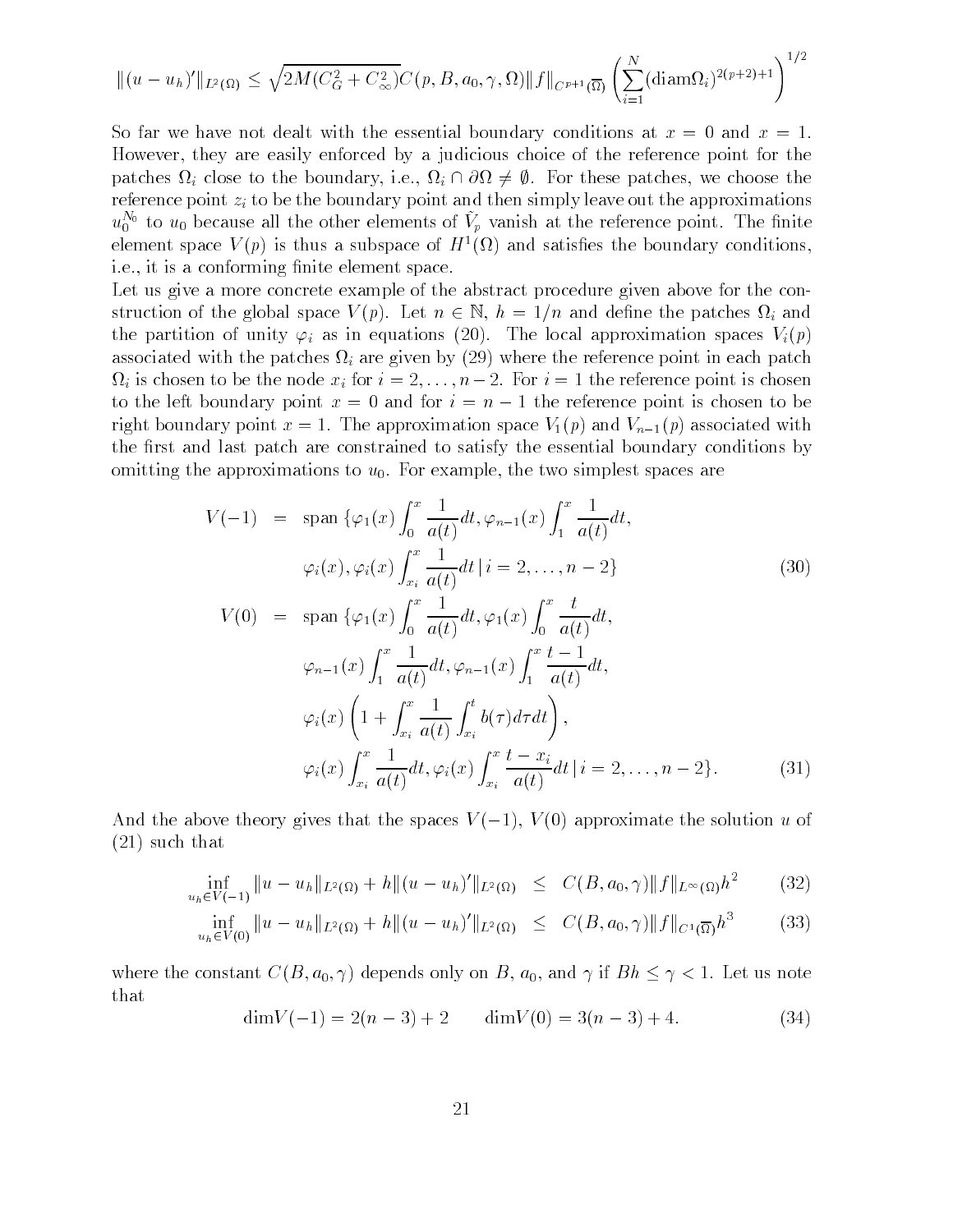$$\|(u-u_h)'\|_{L^2(\Omega)} \leq \sqrt{2M(C_G^2+C_\infty^2)}C(p,B,a_0,\gamma,\Omega)\|f\|_{C^{p+1}(\overline{\Omega})}\left(\sum_{i=1}^N (\text{diam}\Omega_i)^{2(p+2)+1}\right)^{1/2}$$

So far we have not dealt with the essential boundary conditions at $x = 0$ and $x = 1$. However, they are easily enforced by a judicious choice of the reference point for the patches $\Omega_i$ close to the boundary, i.e., $\Omega_i \cap \partial\Omega \neq \emptyset$. For these patches, we choose the reference point $z_i$ to be the boundary point and then simply leave out the approximations $u_0^{N_0}$ to $u_0$ because all the other elements of $\tilde{V}_p$ vanish at the reference point. The finite element space $V(p)$ is thus a subspace of $H^1(\Omega)$ and satisfies the boundary conditions, i.e., it is a conforming finite element space.

Let us give a more concrete example of the abstract procedure given above for the construction of the global space $V(p)$. Let $n \in \mathbb{N}$, $h = 1/n$ and define the patches $\Omega_i$ and the partition of unity $\varphi_i$ as in equations (20). The local approximation spaces $V_i(p)$ associated with the patches $\Omega_i$ are given by (29) where the reference point in each patch $\Omega_i$ is chosen to be the node $x_i$ for $i = 2, \ldots, n-2$. For $i = 1$ the reference point is chosen to the left boundary point $x = 0$ and for $i = n-1$ the reference point is chosen to be right boundary point $x = 1$. The approximation space $V_1(p)$ and $V_{n-1}(p)$ associated with the first and last patch are constrained to satisfy the essential boundary conditions by omitting the approximations to $u_0$. For example, the two simplest spaces are

$$\begin{aligned}
V(-1) &= \text{span}\,\{\varphi_1(x)\int_0^x \frac{1}{a(t)}dt, \varphi_{n-1}(x)\int_1^x \frac{1}{a(t)}dt, \\
&\qquad \varphi_i(x), \varphi_i(x)\int_{x_i}^x \frac{1}{a(t)}dt \,|\, i = 2,\ldots,n-2\} \qquad (30) \\
V(0) &= \text{span}\,\{\varphi_1(x)\int_0^x \frac{1}{a(t)}dt, \varphi_1(x)\int_0^x \frac{t}{a(t)}dt, \\
&\qquad \varphi_{n-1}(x)\int_1^x \frac{1}{a(t)}dt, \varphi_{n-1}(x)\int_1^x \frac{t-1}{a(t)}dt, \\
&\qquad \varphi_i(x)\left(1+\int_{x_i}^x \frac{1}{a(t)}\int_{x_i}^t b(\tau)d\tau dt\right), \\
&\qquad \varphi_i(x)\int_{x_i}^x \frac{1}{a(t)}dt, \varphi_i(x)\int_{x_i}^x \frac{t-x_i}{a(t)}dt \,|\, i = 2,\ldots,n-2\}. \qquad (31)
\end{aligned}$$

And the above theory gives that the spaces $V(-1)$, $V(0)$ approximate the solution $u$ of (21) such that

$$\inf_{u_h\in V(-1)} \|u-u_h\|_{L^2(\Omega)} + h\|(u-u_h)'\|_{L^2(\Omega)} \leq C(B,a_0,\gamma)\|f\|_{L^\infty(\Omega)}h^2 \qquad (32)$$

$$\inf_{u_h\in V(0)} \|u-u_h\|_{L^2(\Omega)} + h\|(u-u_h)'\|_{L^2(\Omega)} \leq C(B,a_0,\gamma)\|f\|_{C^1(\overline{\Omega})}h^3 \qquad (33)$$

where the constant $C(B,a_0,\gamma)$ depends only on $B$, $a_0$, and $\gamma$ if $Bh \leq \gamma < 1$. Let us note that

$$\text{dim}V(-1) = 2(n-3)+2 \qquad \text{dim}V(0) = 3(n-3)+4. \qquad (34)$$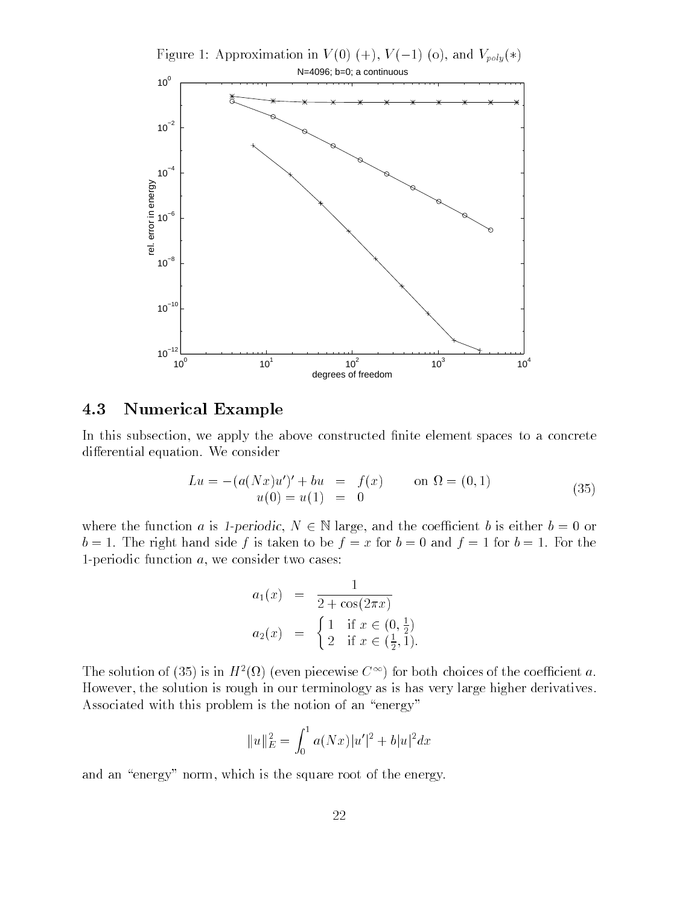Figure 1: Approximation in $V(0)$ (+), $V(-1)$ (o), and $V_{poly}(*)$

## 4.3 Numerical Example

In this subsection, we apply the above constructed finite element spaces to a concrete differential equation. We consider

$$
\begin{aligned}
Lu = -(a(Nx)u')' + bu &= f(x) \qquad \text{on } \Omega = (0,1) \\
u(0) = u(1) &= 0
\end{aligned}
\tag{35}
$$

where the function $a$ is *1-periodic*, $N \in \mathbb{N}$ large, and the coefficient $b$ is either $b = 0$ or $b = 1$. The right hand side $f$ is taken to be $f = x$ for $b = 0$ and $f = 1$ for $b = 1$. For the 1-periodic function $a$, we consider two cases:

$$
\begin{aligned}
a_1(x) &= \frac{1}{2 + \cos(2\pi x)} \\
a_2(x) &= \begin{cases} 1 & \text{if } x \in (0, \frac{1}{2}) \\ 2 & \text{if } x \in (\frac{1}{2}, 1). \end{cases}
\end{aligned}
$$

The solution of (35) is in $H^2(\Omega)$ (even piecewise $C^\infty$) for both choices of the coefficient $a$. However, the solution is rough in our terminology as is has very large higher derivatives. Associated with this problem is the notion of an "energy"

$$
\|u\|_E^2 = \int_0^1 a(Nx)|u'|^2 + b|u|^2 dx
$$

and an "energy" norm, which is the square root of the energy.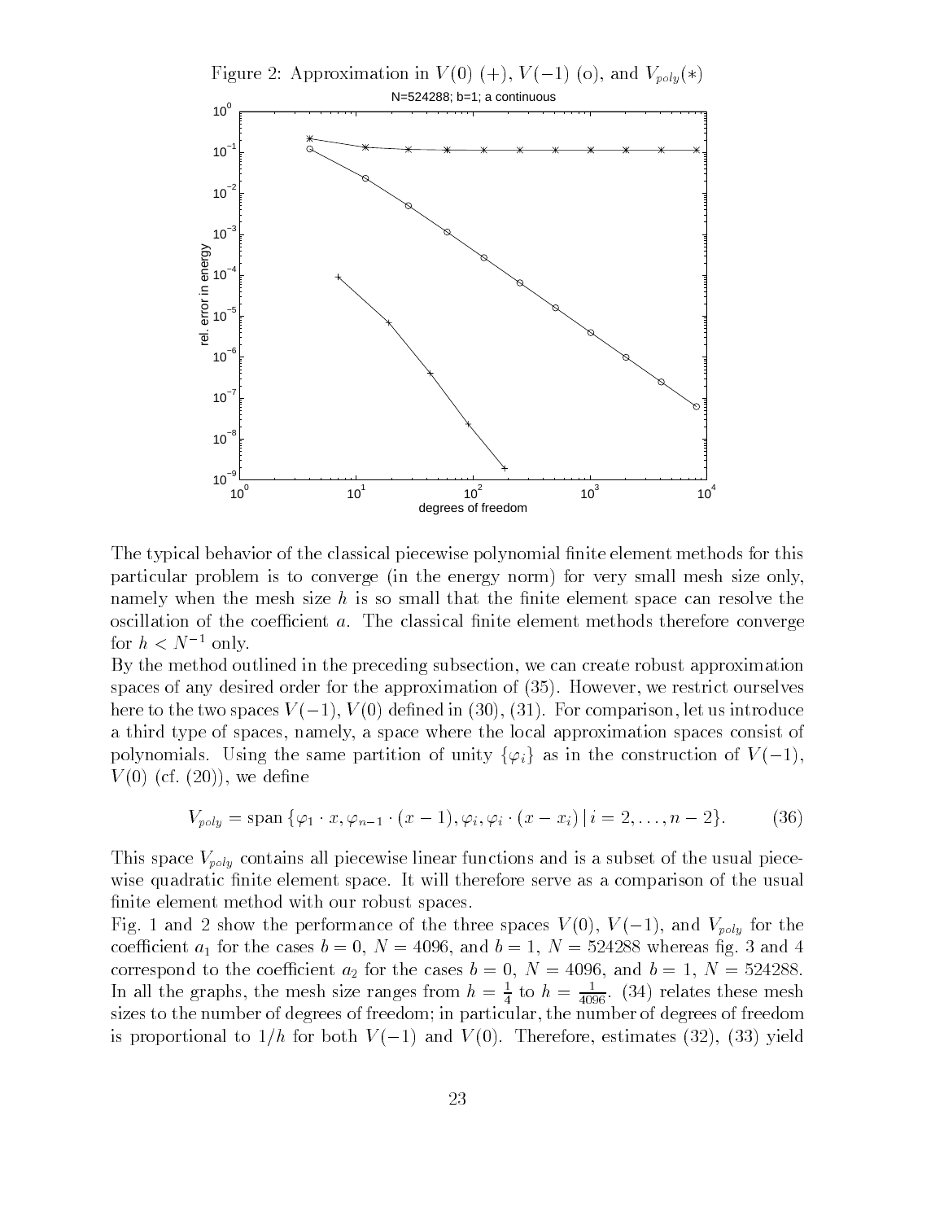Figure 2: Approximation in $V(0)$ (+), $V(-1)$ (o), and $V_{poly}(*)$

The typical behavior of the classical piecewise polynomial finite element methods for this particular problem is to converge (in the energy norm) for very small mesh size only, namely when the mesh size $h$ is so small that the finite element space can resolve the oscillation of the coefficient $a$. The classical finite element methods therefore converge for $h < N^{-1}$ only.

By the method outlined in the preceding subsection, we can create robust approximation spaces of any desired order for the approximation of (35). However, we restrict ourselves here to the two spaces $V(-1)$, $V(0)$ defined in (30), (31). For comparison, let us introduce a third type of spaces, namely, a space where the local approximation spaces consist of polynomials. Using the same partition of unity $\{\varphi_i\}$ as in the construction of $V(-1)$, $V(0)$ (cf. (20)), we define

$$V_{poly} = \operatorname{span}\{\varphi_1 \cdot x, \varphi_{n-1} \cdot (x-1), \varphi_i, \varphi_i \cdot (x - x_i) \,|\, i = 2, \ldots, n-2\}. \tag{36}$$

This space $V_{poly}$ contains all piecewise linear functions and is a subset of the usual piecewise quadratic finite element space. It will therefore serve as a comparison of the usual finite element method with our robust spaces.

Fig. 1 and 2 show the performance of the three spaces $V(0)$, $V(-1)$, and $V_{poly}$ for the coefficient $a_1$ for the cases $b = 0$, $N = 4096$, and $b = 1$, $N = 524288$ whereas fig. 3 and 4 correspond to the coefficient $a_2$ for the cases $b = 0$, $N = 4096$, and $b = 1$, $N = 524288$. In all the graphs, the mesh size ranges from $h = \frac{1}{4}$ to $h = \frac{1}{4096}$. (34) relates these mesh sizes to the number of degrees of freedom; in particular, the number of degrees of freedom is proportional to $1/h$ for both $V(-1)$ and $V(0)$. Therefore, estimates (32), (33) yield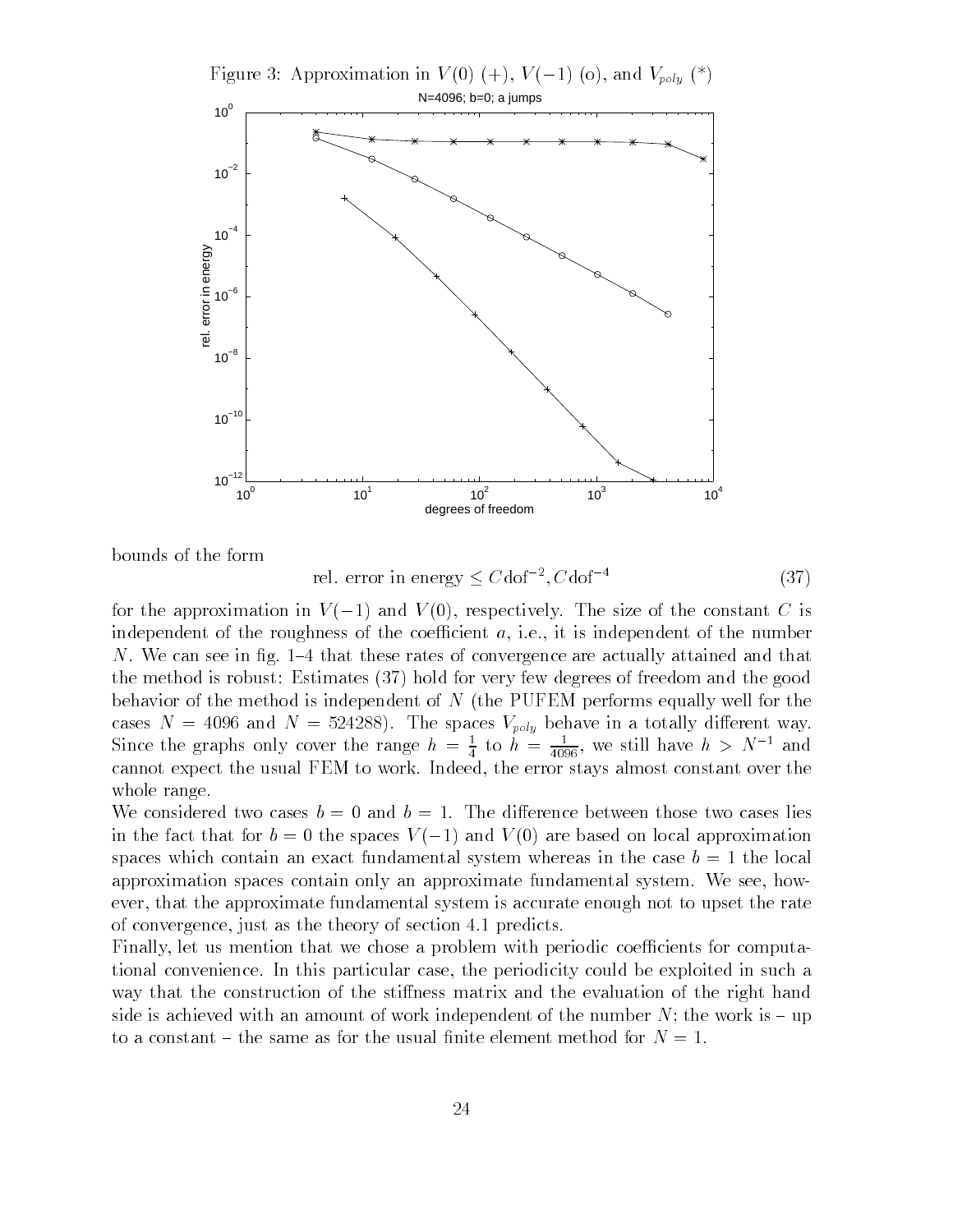Figure 3: Approximation in $V(0)$ (+), $V(-1)$ (o), and $V_{poly}$ (*)

bounds of the form

$$\text{rel. error in energy} \leq C\text{dof}^{-2}, C\text{dof}^{-4} \tag{37}$$

for the approximation in $V(-1)$ and $V(0)$, respectively. The size of the constant $C$ is independent of the roughness of the coefficient $a$, i.e., it is independent of the number $N$. We can see in fig. 1–4 that these rates of convergence are actually attained and that the method is robust: Estimates (37) hold for very few degrees of freedom and the good behavior of the method is independent of $N$ (the PUFEM performs equally well for the cases $N = 4096$ and $N = 524288$). The spaces $V_{poly}$ behave in a totally different way. Since the graphs only cover the range $h = \frac{1}{4}$ to $h = \frac{1}{4096}$, we still have $h > N^{-1}$ and cannot expect the usual FEM to work. Indeed, the error stays almost constant over the whole range.

We considered two cases $b = 0$ and $b = 1$. The difference between those two cases lies in the fact that for $b = 0$ the spaces $V(-1)$ and $V(0)$ are based on local approximation spaces which contain an exact fundamental system whereas in the case $b = 1$ the local approximation spaces contain only an approximate fundamental system. We see, however, that the approximate fundamental system is accurate enough not to upset the rate of convergence, just as the theory of section 4.1 predicts.

Finally, let us mention that we chose a problem with periodic coefficients for computational convenience. In this particular case, the periodicity could be exploited in such a way that the construction of the stiffness matrix and the evaluation of the right hand side is achieved with an amount of work independent of the number $N$; the work is – up to a constant – the same as for the usual finite element method for $N = 1$.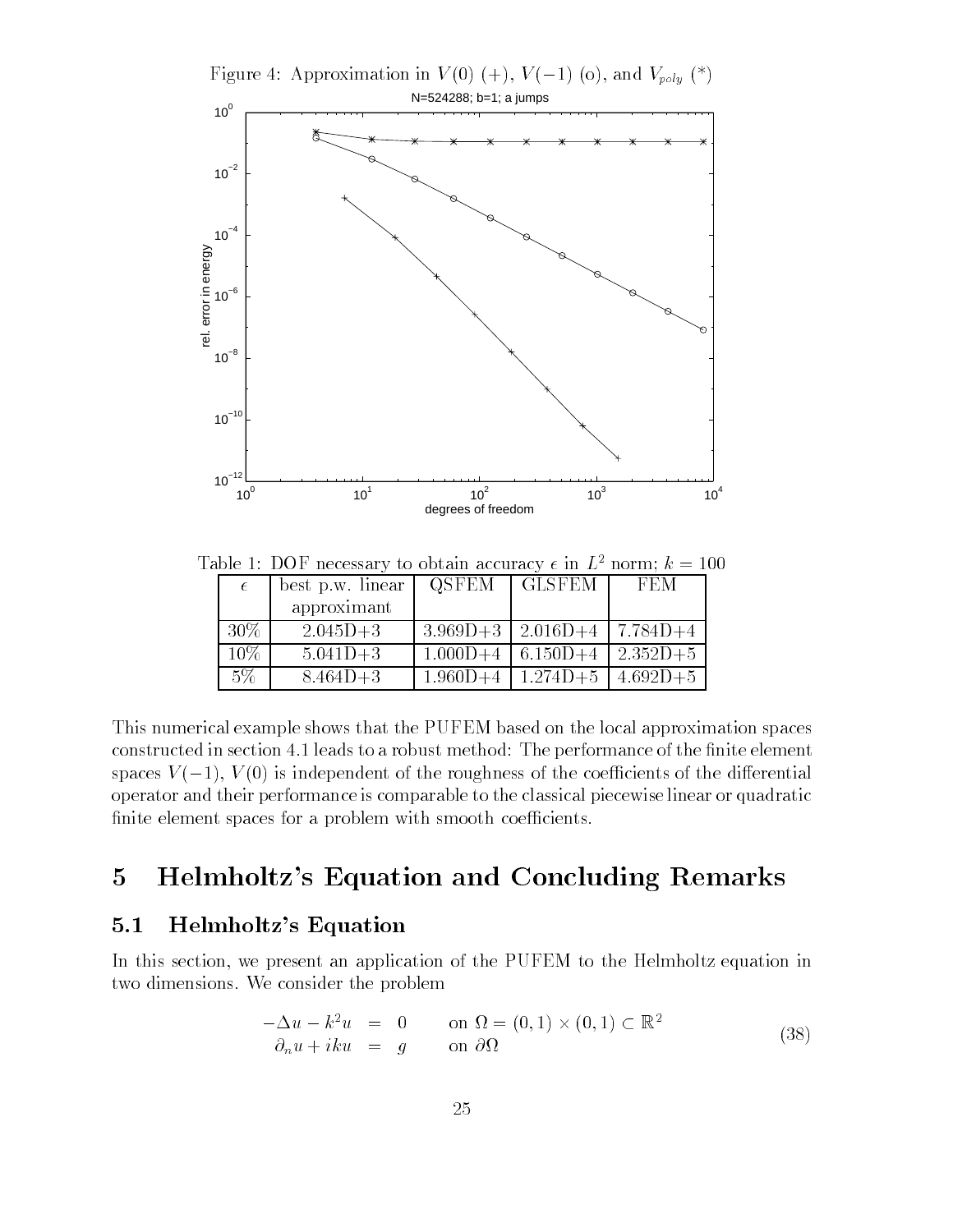Figure 4: Approximation in $V(0)$ (+), $V(-1)$ (o), and $V_{poly}$ (*)

Table 1: DOF necessary to obtain accuracy $\epsilon$ in $L^2$ norm; $k = 100$

| $\epsilon$ | best p.w. linear approximant | QSFEM | GLSFEM | FEM |
|---|---|---|---|---|
| 30% | 2.045D+3 | 3.969D+3 | 2.016D+4 | 7.784D+4 |
| 10% | 5.041D+3 | 1.000D+4 | 6.150D+4 | 2.352D+5 |
| 5% | 8.464D+3 | 1.960D+4 | 1.274D+5 | 4.692D+5 |

This numerical example shows that the PUFEM based on the local approximation spaces constructed in section 4.1 leads to a robust method: The performance of the finite element spaces $V(-1)$, $V(0)$ is independent of the roughness of the coefficients of the differential operator and their performance is comparable to the classical piecewise linear or quadratic finite element spaces for a problem with smooth coefficients.

# 5 Helmholtz's Equation and Concluding Remarks

## 5.1 Helmholtz's Equation

In this section, we present an application of the PUFEM to the Helmholtz equation in two dimensions. We consider the problem

$$\begin{aligned} -\Delta u - k^2 u &= 0 \qquad \text{on } \Omega = (0,1)\times(0,1) \subset \mathbb{R}^2 \\ \partial_n u + iku &= g \qquad \text{on } \partial\Omega \end{aligned} \tag{38}$$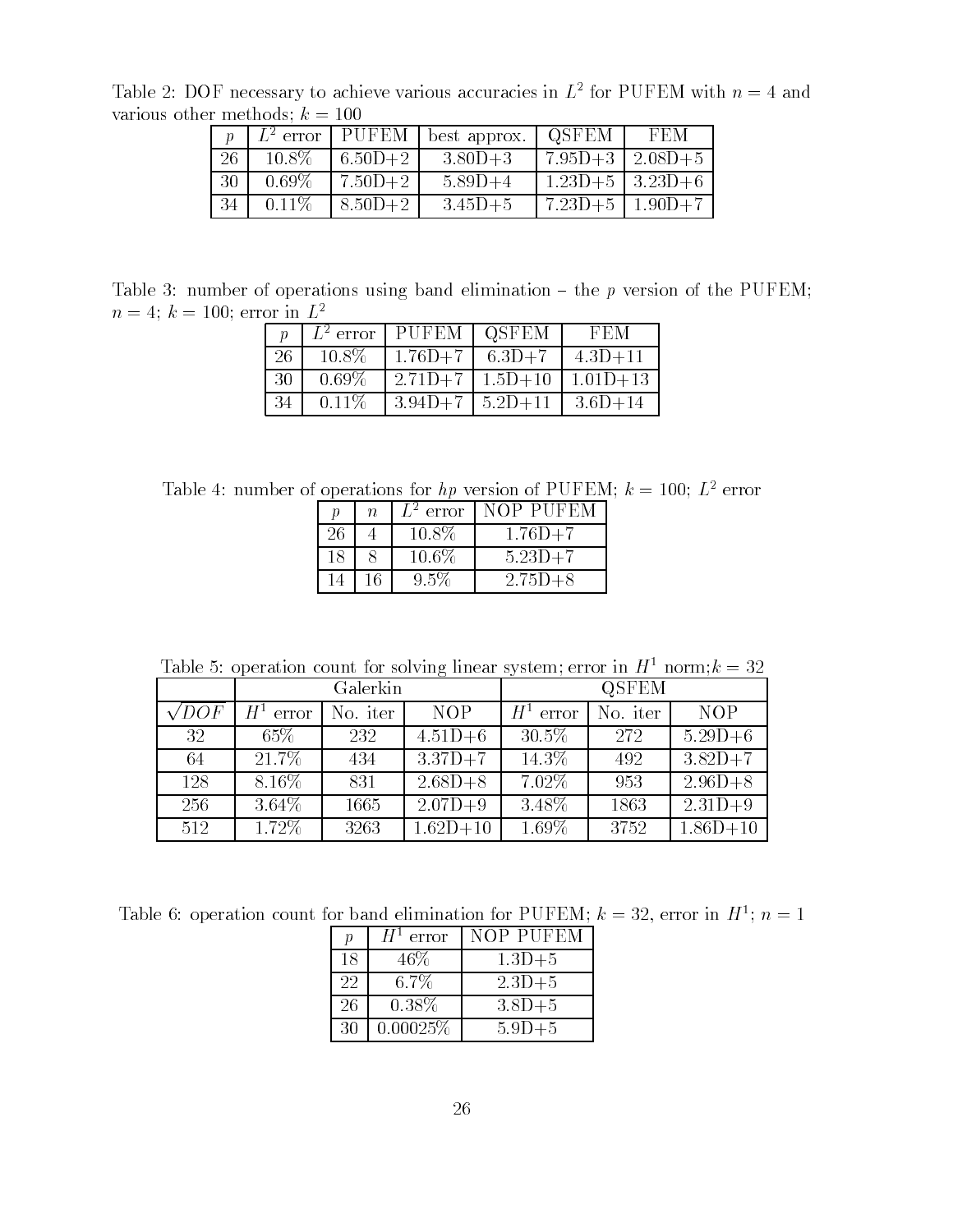Table 2: DOF necessary to achieve various accuracies in $L^2$ for PUFEM with $n = 4$ and various other methods; $k = 100$

| $p$ | $L^2$ error | PUFEM | best approx. | QSFEM | FEM |
|---|---|---|---|---|---|
| 26 | 10.8% | 6.50D+2 | 3.80D+3 | 7.95D+3 | 2.08D+5 |
| 30 | 0.69% | 7.50D+2 | 5.89D+4 | 1.23D+5 | 3.23D+6 |
| 34 | 0.11% | 8.50D+2 | 3.45D+5 | 7.23D+5 | 1.90D+7 |

Table 3: number of operations using band elimination – the $p$ version of the PUFEM; $n = 4$; $k = 100$; error in $L^2$

| $p$ | $L^2$ error | PUFEM | QSFEM | FEM |
|---|---|---|---|---|
| 26 | 10.8% | 1.76D+7 | 6.3D+7 | 4.3D+11 |
| 30 | 0.69% | 2.71D+7 | 1.5D+10 | 1.01D+13 |
| 34 | 0.11% | 3.94D+7 | 5.2D+11 | 3.6D+14 |

Table 4: number of operations for $hp$ version of PUFEM; $k = 100$; $L^2$ error

| $p$ | $n$ | $L^2$ error | NOP PUFEM |
|---|---|---|---|
| 26 | 4 | 10.8% | 1.76D+7 |
| 18 | 8 | 10.6% | 5.23D+7 |
| 14 | 16 | 9.5% | 2.75D+8 |

Table 5: operation count for solving linear system; error in $H^1$ norm;$k = 32$

| | Galerkin | | | QSFEM | | |
|---|---|---|---|---|---|---|
| $\sqrt{DOF}$ | $H^1$ error | No. iter | NOP | $H^1$ error | No. iter | NOP |
| 32 | 65% | 232 | 4.51D+6 | 30.5% | 272 | 5.29D+6 |
| 64 | 21.7% | 434 | 3.37D+7 | 14.3% | 492 | 3.82D+7 |
| 128 | 8.16% | 831 | 2.68D+8 | 7.02% | 953 | 2.96D+8 |
| 256 | 3.64% | 1665 | 2.07D+9 | 3.48% | 1863 | 2.31D+9 |
| 512 | 1.72% | 3263 | 1.62D+10 | 1.69% | 3752 | 1.86D+10 |

Table 6: operation count for band elimination for PUFEM; $k = 32$, error in $H^1$; $n = 1$

| $p$ | $H^1$ error | NOP PUFEM |
|---|---|---|
| 18 | 46% | 1.3D+5 |
| 22 | 6.7% | 2.3D+5 |
| 26 | 0.38% | 3.8D+5 |
| 30 | 0.00025% | 5.9D+5 |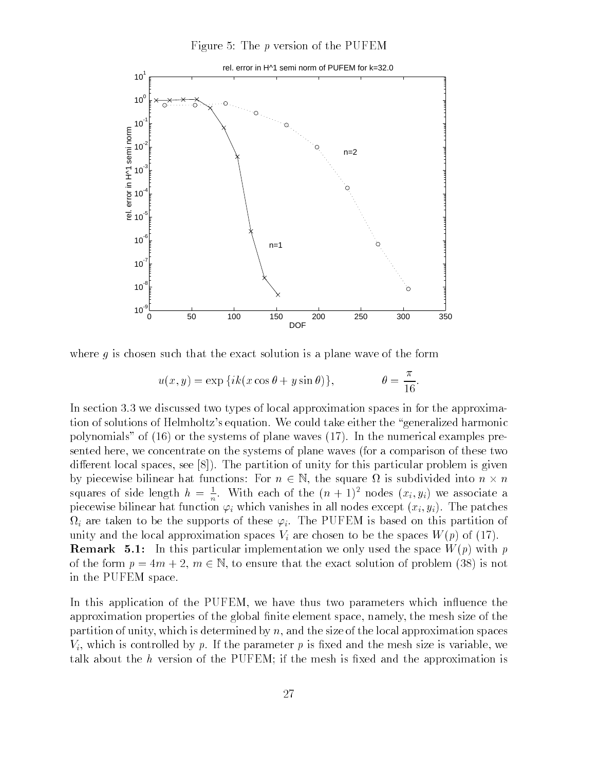Figure 5: The $p$ version of the PUFEM

where $g$ is chosen such that the exact solution is a plane wave of the form

$$u(x,y) = \exp\{ik(x\cos\theta + y\sin\theta)\}, \qquad \theta = \frac{\pi}{16}.$$

In section 3.3 we discussed two types of local approximation spaces in for the approximation of solutions of Helmholtz's equation. We could take either the "generalized harmonic polynomials" of (16) or the systems of plane waves (17). In the numerical examples presented here, we concentrate on the systems of plane waves (for a comparison of these two different local spaces, see [8]). The partition of unity for this particular problem is given by piecewise bilinear hat functions: For $n \in \mathbb{N}$, the square $\Omega$ is subdivided into $n \times n$ squares of side length $h = \frac{1}{n}$. With each of the $(n+1)^2$ nodes $(x_i, y_i)$ we associate a piecewise bilinear hat function $\varphi_i$ which vanishes in all nodes except $(x_i, y_i)$. The patches $\Omega_i$ are taken to be the supports of these $\varphi_i$. The PUFEM is based on this partition of unity and the local approximation spaces $V_i$ are chosen to be the spaces $W(p)$ of (17).

**Remark 5.1:** In this particular implementation we only used the space $W(p)$ with $p$ of the form $p = 4m + 2$, $m \in \mathbb{N}$, to ensure that the exact solution of problem (38) is not in the PUFEM space.

In this application of the PUFEM, we have thus two parameters which influence the approximation properties of the global finite element space, namely, the mesh size of the partition of unity, which is determined by $n$, and the size of the local approximation spaces $V_i$, which is controlled by $p$. If the parameter $p$ is fixed and the mesh size is variable, we talk about the $h$ version of the PUFEM; if the mesh is fixed and the approximation is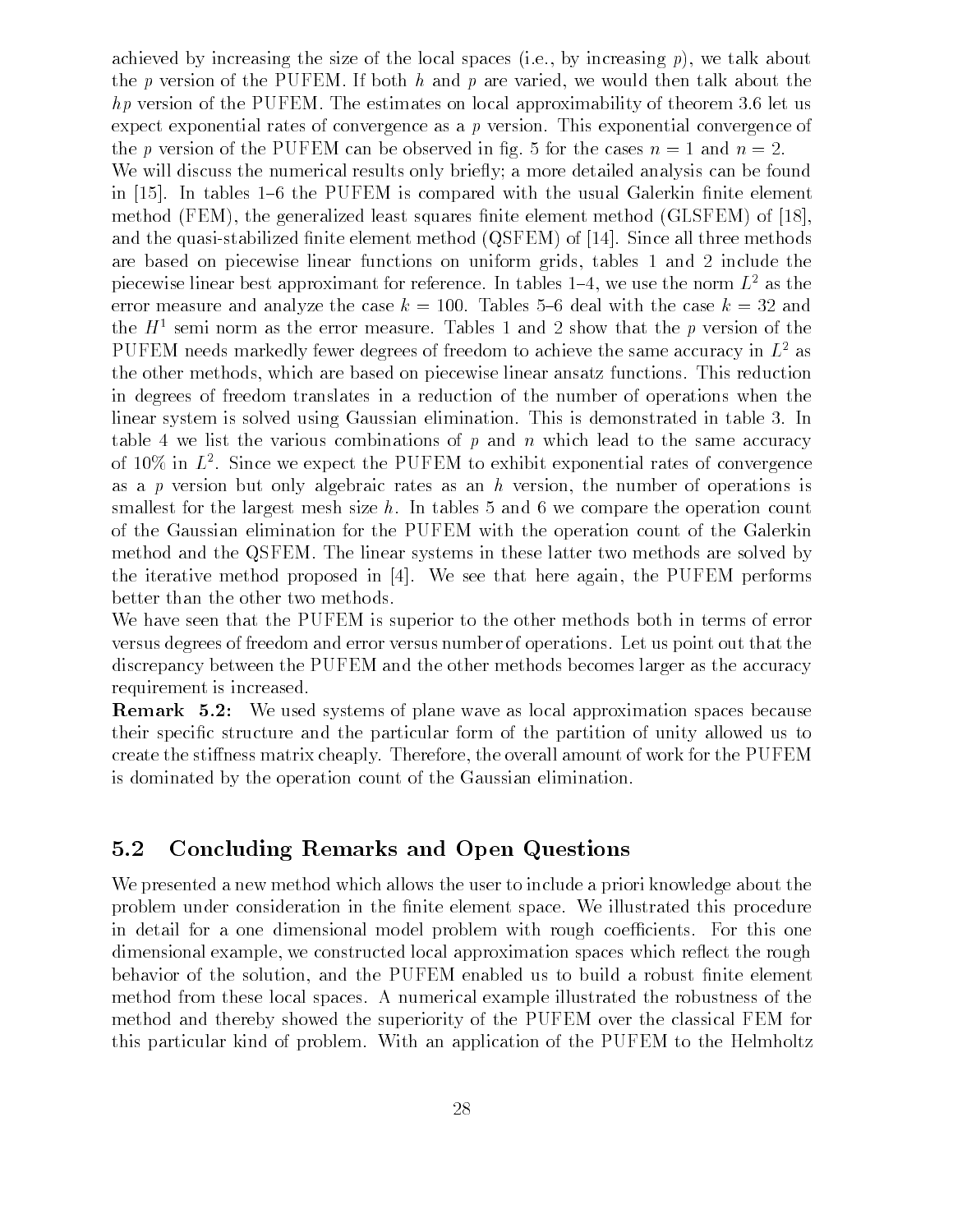achieved by increasing the size of the local spaces (i.e., by increasing $p$), we talk about the $p$ version of the PUFEM. If both $h$ and $p$ are varied, we would then talk about the $hp$ version of the PUFEM. The estimates on local approximability of theorem 3.6 let us expect exponential rates of convergence as a $p$ version. This exponential convergence of the $p$ version of the PUFEM can be observed in fig. 5 for the cases $n = 1$ and $n = 2$.

We will discuss the numerical results only briefly; a more detailed analysis can be found in [15]. In tables 1–6 the PUFEM is compared with the usual Galerkin finite element method (FEM), the generalized least squares finite element method (GLSFEM) of [18], and the quasi-stabilized finite element method (QSFEM) of [14]. Since all three methods are based on piecewise linear functions on uniform grids, tables 1 and 2 include the piecewise linear best approximant for reference. In tables 1–4, we use the norm $L^2$ as the error measure and analyze the case $k = 100$. Tables 5–6 deal with the case $k = 32$ and the $H^1$ semi norm as the error measure. Tables 1 and 2 show that the $p$ version of the PUFEM needs markedly fewer degrees of freedom to achieve the same accuracy in $L^2$ as the other methods, which are based on piecewise linear ansatz functions. This reduction in degrees of freedom translates in a reduction of the number of operations when the linear system is solved using Gaussian elimination. This is demonstrated in table 3. In table 4 we list the various combinations of $p$ and $n$ which lead to the same accuracy of 10% in $L^2$. Since we expect the PUFEM to exhibit exponential rates of convergence as a $p$ version but only algebraic rates as an $h$ version, the number of operations is smallest for the largest mesh size $h$. In tables 5 and 6 we compare the operation count of the Gaussian elimination for the PUFEM with the operation count of the Galerkin method and the QSFEM. The linear systems in these latter two methods are solved by the iterative method proposed in [4]. We see that here again, the PUFEM performs better than the other two methods.

We have seen that the PUFEM is superior to the other methods both in terms of error versus degrees of freedom and error versus number of operations. Let us point out that the discrepancy between the PUFEM and the other methods becomes larger as the accuracy requirement is increased.

**Remark 5.2:** We used systems of plane wave as local approximation spaces because their specific structure and the particular form of the partition of unity allowed us to create the stiffness matrix cheaply. Therefore, the overall amount of work for the PUFEM is dominated by the operation count of the Gaussian elimination.

## 5.2 Concluding Remarks and Open Questions

We presented a new method which allows the user to include a priori knowledge about the problem under consideration in the finite element space. We illustrated this procedure in detail for a one dimensional model problem with rough coefficients. For this one dimensional example, we constructed local approximation spaces which reflect the rough behavior of the solution, and the PUFEM enabled us to build a robust finite element method from these local spaces. A numerical example illustrated the robustness of the method and thereby showed the superiority of the PUFEM over the classical FEM for this particular kind of problem. With an application of the PUFEM to the Helmholtz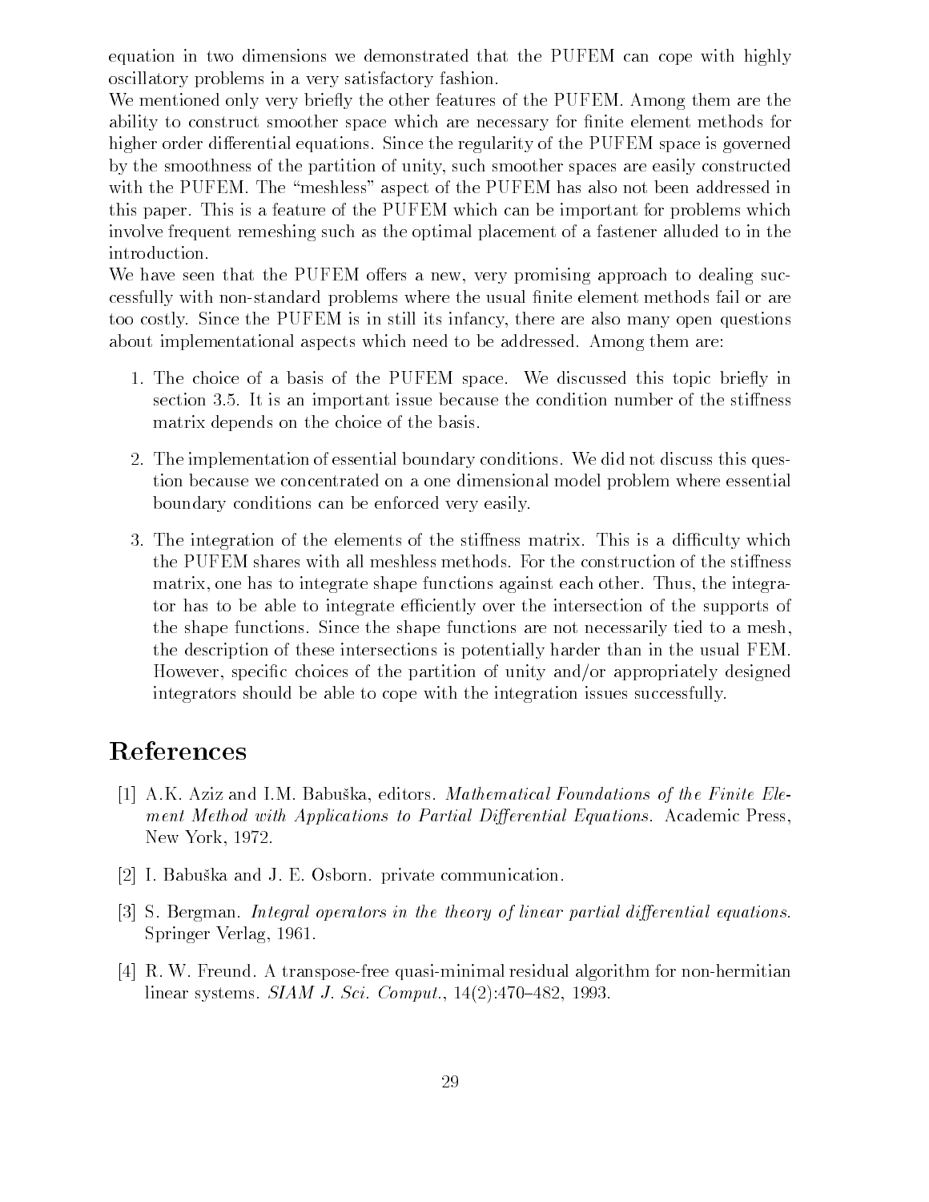equation in two dimensions we demonstrated that the PUFEM can cope with highly oscillatory problems in a very satisfactory fashion.

We mentioned only very briefly the other features of the PUFEM. Among them are the ability to construct smoother space which are necessary for finite element methods for higher order differential equations. Since the regularity of the PUFEM space is governed by the smoothness of the partition of unity, such smoother spaces are easily constructed with the PUFEM. The "meshless" aspect of the PUFEM has also not been addressed in this paper. This is a feature of the PUFEM which can be important for problems which involve frequent remeshing such as the optimal placement of a fastener alluded to in the introduction.

We have seen that the PUFEM offers a new, very promising approach to dealing successfully with non-standard problems where the usual finite element methods fail or are too costly. Since the PUFEM is in still its infancy, there are also many open questions about implementational aspects which need to be addressed. Among them are:

1. The choice of a basis of the PUFEM space. We discussed this topic briefly in section 3.5. It is an important issue because the condition number of the stiffness matrix depends on the choice of the basis.

2. The implementation of essential boundary conditions. We did not discuss this question because we concentrated on a one dimensional model problem where essential boundary conditions can be enforced very easily.

3. The integration of the elements of the stiffness matrix. This is a difficulty which the PUFEM shares with all meshless methods. For the construction of the stiffness matrix, one has to integrate shape functions against each other. Thus, the integrator has to be able to integrate efficiently over the intersection of the supports of the shape functions. Since the shape functions are not necessarily tied to a mesh, the description of these intersections is potentially harder than in the usual FEM. However, specific choices of the partition of unity and/or appropriately designed integrators should be able to cope with the integration issues successfully.

# References

[1] A.K. Aziz and I.M. Babuška, editors. *Mathematical Foundations of the Finite Element Method with Applications to Partial Differential Equations*. Academic Press, New York, 1972.

[2] I. Babuška and J. E. Osborn. private communication.

[3] S. Bergman. *Integral operators in the theory of linear partial differential equations*. Springer Verlag, 1961.

[4] R. W. Freund. A transpose-free quasi-minimal residual algorithm for non-hermitian linear systems. *SIAM J. Sci. Comput.*, 14(2):470–482, 1993.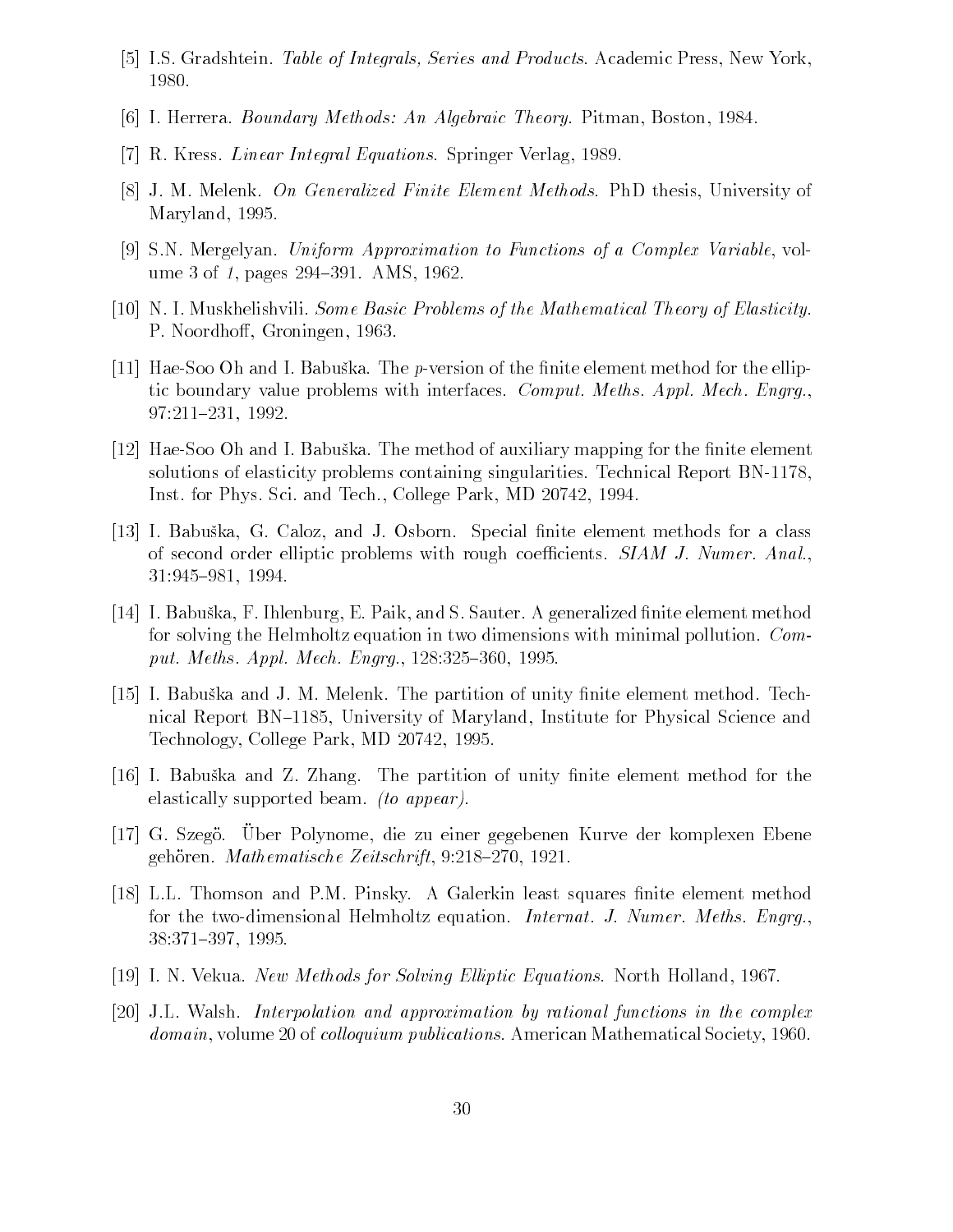[5] I.S. Gradshtein. *Table of Integrals, Series and Products*. Academic Press, New York, 1980.

[6] I. Herrera. *Boundary Methods: An Algebraic Theory*. Pitman, Boston, 1984.

[7] R. Kress. *Linear Integral Equations*. Springer Verlag, 1989.

[8] J. M. Melenk. *On Generalized Finite Element Methods*. PhD thesis, University of Maryland, 1995.

[9] S.N. Mergelyan. *Uniform Approximation to Functions of a Complex Variable*, volume 3 of *1*, pages 294–391. AMS, 1962.

[10] N. I. Muskhelishvili. *Some Basic Problems of the Mathematical Theory of Elasticity*. P. Noordhoff, Groningen, 1963.

[11] Hae-Soo Oh and I. Babuška. The $p$-version of the finite element method for the elliptic boundary value problems with interfaces. *Comput. Meths. Appl. Mech. Engrg.*, 97:211–231, 1992.

[12] Hae-Soo Oh and I. Babuška. The method of auxiliary mapping for the finite element solutions of elasticity problems containing singularities. Technical Report BN-1178, Inst. for Phys. Sci. and Tech., College Park, MD 20742, 1994.

[13] I. Babuška, G. Caloz, and J. Osborn. Special finite element methods for a class of second order elliptic problems with rough coefficients. *SIAM J. Numer. Anal.*, 31:945–981, 1994.

[14] I. Babuška, F. Ihlenburg, E. Paik, and S. Sauter. A generalized finite element method for solving the Helmholtz equation in two dimensions with minimal pollution. *Comput. Meths. Appl. Mech. Engrg.*, 128:325–360, 1995.

[15] I. Babuška and J. M. Melenk. The partition of unity finite element method. Technical Report BN–1185, University of Maryland, Institute for Physical Science and Technology, College Park, MD 20742, 1995.

[16] I. Babuška and Z. Zhang. The partition of unity finite element method for the elastically supported beam. *(to appear)*.

[17] G. Szegö. Über Polynome, die zu einer gegebenen Kurve der komplexen Ebene gehören. *Mathematische Zeitschrift*, 9:218–270, 1921.

[18] L.L. Thomson and P.M. Pinsky. A Galerkin least squares finite element method for the two-dimensional Helmholtz equation. *Internat. J. Numer. Meths. Engrg.*, 38:371–397, 1995.

[19] I. N. Vekua. *New Methods for Solving Elliptic Equations*. North Holland, 1967.

[20] J.L. Walsh. *Interpolation and approximation by rational functions in the complex domain*, volume 20 of *colloquium publications*. American Mathematical Society, 1960.